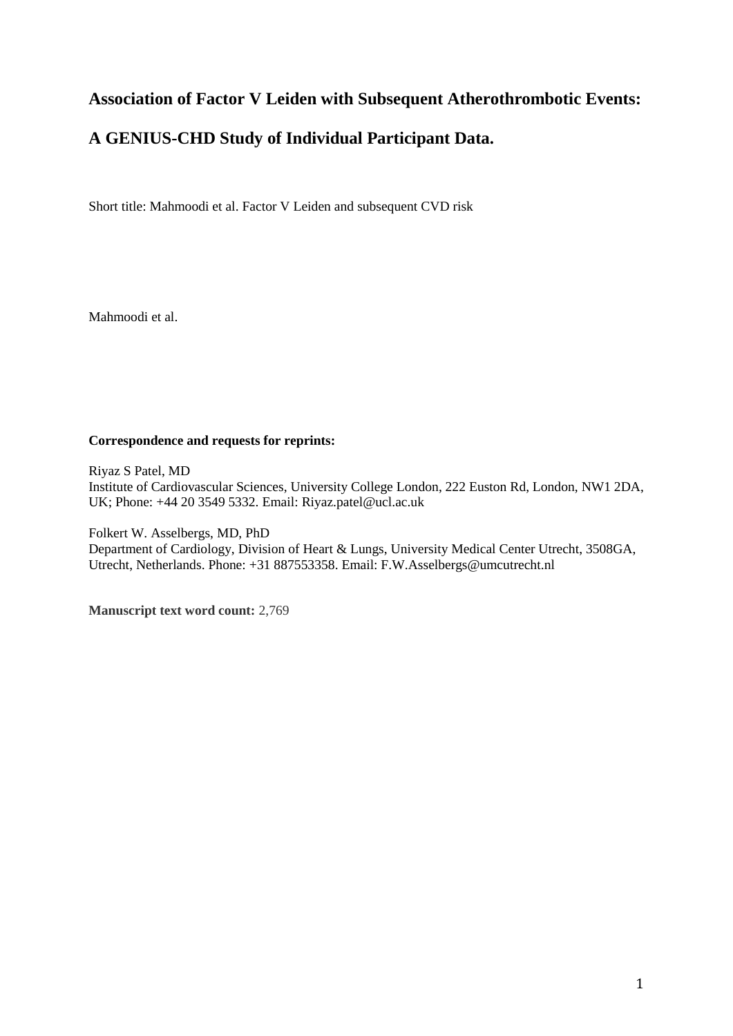# Association of Factor V Leiden with Subsequent Atherothrombotic Events: A GENIUS-CHD Study of Individual Participant Data.

Short title: Mahmoodi et al. Factor V Leiden and subsequent CVD risk

Mahmoodi et al.

**Correspondence and requests for reprints:**

Riyaz S Patel, MD
Institute of Cardiovascular Sciences, University College London, 222 Euston Rd, London, NW1 2DA, UK; Phone: +44 20 3549 5332. Email: Riyaz.patel@ucl.ac.uk

Folkert W. Asselbergs, MD, PhD
Department of Cardiology, Division of Heart & Lungs, University Medical Center Utrecht, 3508GA, Utrecht, Netherlands. Phone: +31 887553358. Email: F.W.Asselbergs@umcutrecht.nl

**Manuscript text word count:** 2,769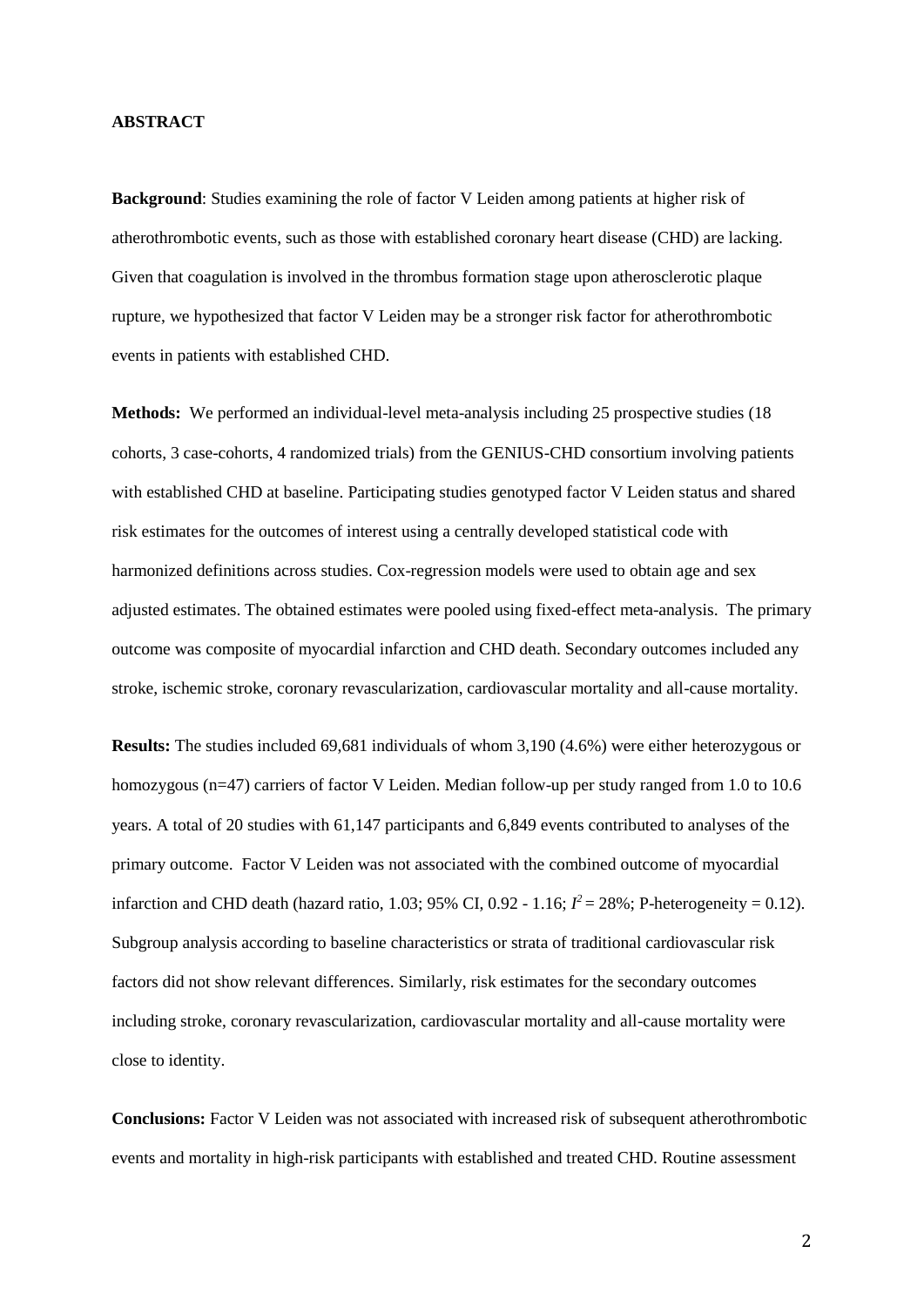## ABSTRACT

**Background**: Studies examining the role of factor V Leiden among patients at higher risk of atherothrombotic events, such as those with established coronary heart disease (CHD) are lacking. Given that coagulation is involved in the thrombus formation stage upon atherosclerotic plaque rupture, we hypothesized that factor V Leiden may be a stronger risk factor for atherothrombotic events in patients with established CHD.

**Methods:** We performed an individual-level meta-analysis including 25 prospective studies (18 cohorts, 3 case-cohorts, 4 randomized trials) from the GENIUS-CHD consortium involving patients with established CHD at baseline. Participating studies genotyped factor V Leiden status and shared risk estimates for the outcomes of interest using a centrally developed statistical code with harmonized definitions across studies. Cox-regression models were used to obtain age and sex adjusted estimates. The obtained estimates were pooled using fixed-effect meta-analysis. The primary outcome was composite of myocardial infarction and CHD death. Secondary outcomes included any stroke, ischemic stroke, coronary revascularization, cardiovascular mortality and all-cause mortality.

**Results:** The studies included 69,681 individuals of whom 3,190 (4.6%) were either heterozygous or homozygous (n=47) carriers of factor V Leiden. Median follow-up per study ranged from 1.0 to 10.6 years. A total of 20 studies with 61,147 participants and 6,849 events contributed to analyses of the primary outcome. Factor V Leiden was not associated with the combined outcome of myocardial infarction and CHD death (hazard ratio, 1.03; 95% CI, 0.92 - 1.16; $I^2 = 28\%$; P-heterogeneity = 0.12). Subgroup analysis according to baseline characteristics or strata of traditional cardiovascular risk factors did not show relevant differences. Similarly, risk estimates for the secondary outcomes including stroke, coronary revascularization, cardiovascular mortality and all-cause mortality were close to identity.

**Conclusions:** Factor V Leiden was not associated with increased risk of subsequent atherothrombotic events and mortality in high-risk participants with established and treated CHD. Routine assessment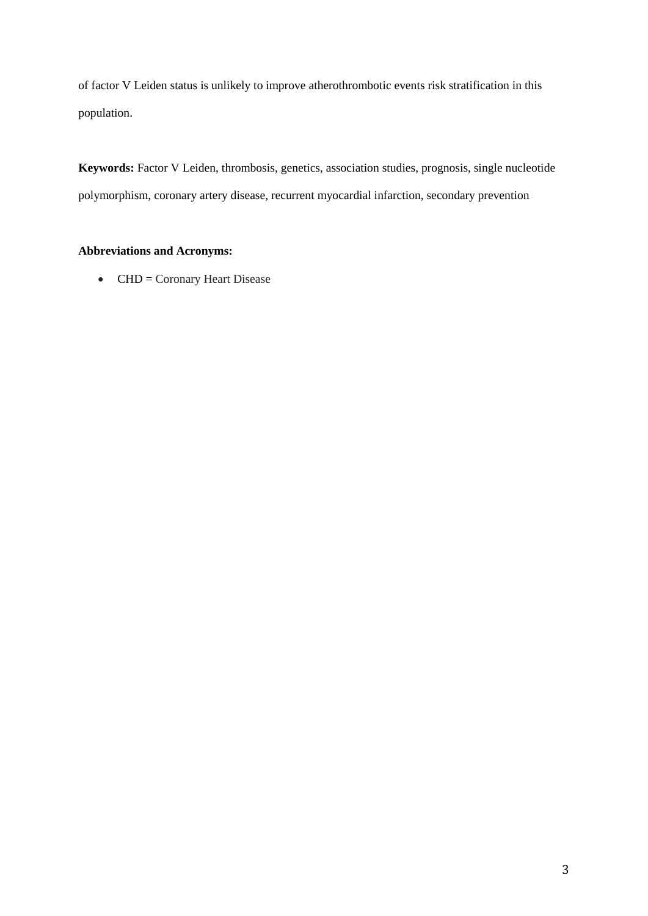of factor V Leiden status is unlikely to improve atherothrombotic events risk stratification in this population.

**Keywords:** Factor V Leiden, thrombosis, genetics, association studies, prognosis, single nucleotide polymorphism, coronary artery disease, recurrent myocardial infarction, secondary prevention

**Abbreviations and Acronyms:**

- CHD = Coronary Heart Disease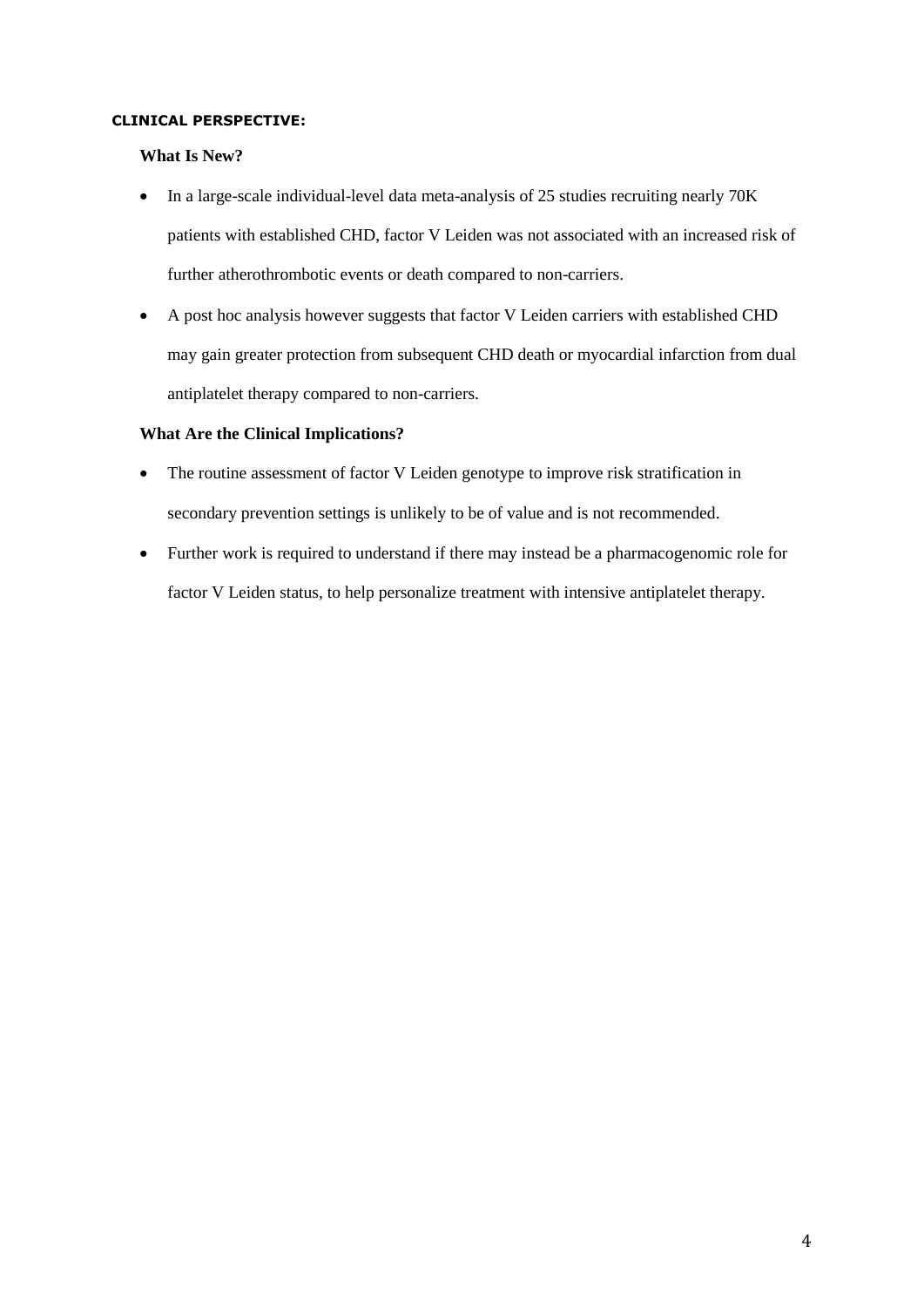## CLINICAL PERSPECTIVE:

### What Is New?

- In a large-scale individual-level data meta-analysis of 25 studies recruiting nearly 70K patients with established CHD, factor V Leiden was not associated with an increased risk of further atherothrombotic events or death compared to non-carriers.
- A post hoc analysis however suggests that factor V Leiden carriers with established CHD may gain greater protection from subsequent CHD death or myocardial infarction from dual antiplatelet therapy compared to non-carriers.

### What Are the Clinical Implications?

- The routine assessment of factor V Leiden genotype to improve risk stratification in secondary prevention settings is unlikely to be of value and is not recommended.
- Further work is required to understand if there may instead be a pharmacogenomic role for factor V Leiden status, to help personalize treatment with intensive antiplatelet therapy.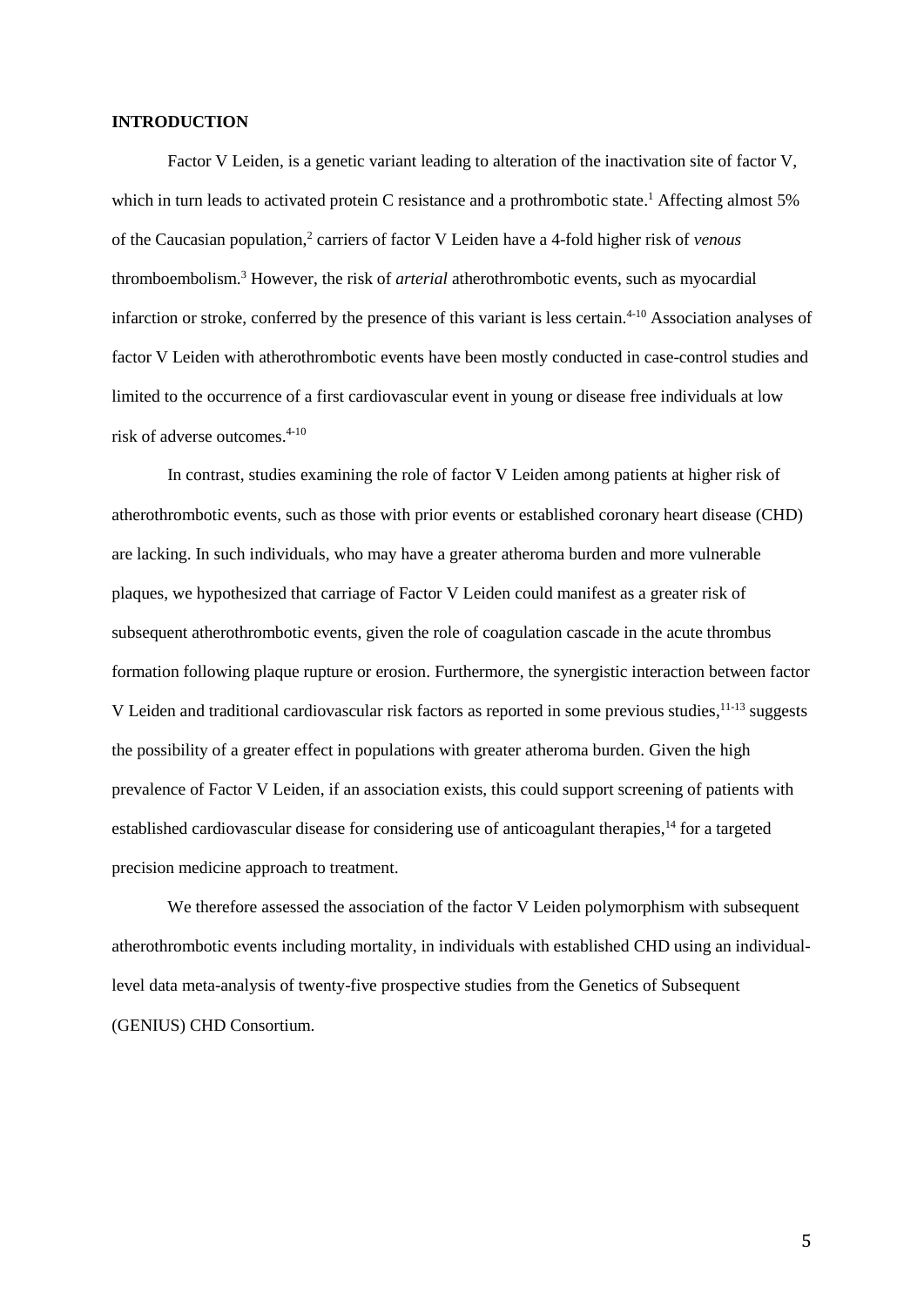**INTRODUCTION**

Factor V Leiden, is a genetic variant leading to alteration of the inactivation site of factor V, which in turn leads to activated protein C resistance and a prothrombotic state.[1] Affecting almost 5% of the Caucasian population,[2] carriers of factor V Leiden have a 4-fold higher risk of *venous* thromboembolism.[3] However, the risk of *arterial* atherothrombotic events, such as myocardial infarction or stroke, conferred by the presence of this variant is less certain.[4-10] Association analyses of factor V Leiden with atherothrombotic events have been mostly conducted in case-control studies and limited to the occurrence of a first cardiovascular event in young or disease free individuals at low risk of adverse outcomes.[4-10]

In contrast, studies examining the role of factor V Leiden among patients at higher risk of atherothrombotic events, such as those with prior events or established coronary heart disease (CHD) are lacking. In such individuals, who may have a greater atheroma burden and more vulnerable plaques, we hypothesized that carriage of Factor V Leiden could manifest as a greater risk of subsequent atherothrombotic events, given the role of coagulation cascade in the acute thrombus formation following plaque rupture or erosion. Furthermore, the synergistic interaction between factor V Leiden and traditional cardiovascular risk factors as reported in some previous studies,[11-13] suggests the possibility of a greater effect in populations with greater atheroma burden. Given the high prevalence of Factor V Leiden, if an association exists, this could support screening of patients with established cardiovascular disease for considering use of anticoagulant therapies,[14] for a targeted precision medicine approach to treatment.

We therefore assessed the association of the factor V Leiden polymorphism with subsequent atherothrombotic events including mortality, in individuals with established CHD using an individual-level data meta-analysis of twenty-five prospective studies from the Genetics of Subsequent (GENIUS) CHD Consortium.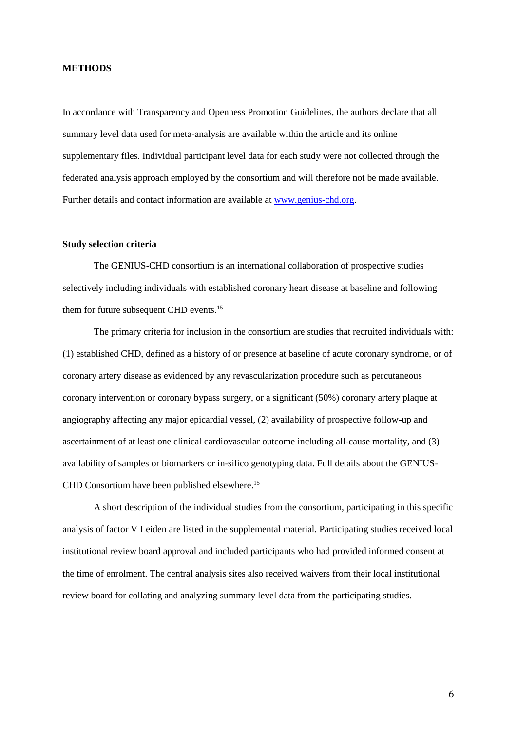## METHODS

In accordance with Transparency and Openness Promotion Guidelines, the authors declare that all summary level data used for meta-analysis are available within the article and its online supplementary files. Individual participant level data for each study were not collected through the federated analysis approach employed by the consortium and will therefore not be made available. Further details and contact information are available at [www.genius-chd.org](www.genius-chd.org).

### Study selection criteria

The GENIUS-CHD consortium is an international collaboration of prospective studies selectively including individuals with established coronary heart disease at baseline and following them for future subsequent CHD events.[15]

The primary criteria for inclusion in the consortium are studies that recruited individuals with: (1) established CHD, defined as a history of or presence at baseline of acute coronary syndrome, or of coronary artery disease as evidenced by any revascularization procedure such as percutaneous coronary intervention or coronary bypass surgery, or a significant (50%) coronary artery plaque at angiography affecting any major epicardial vessel, (2) availability of prospective follow-up and ascertainment of at least one clinical cardiovascular outcome including all-cause mortality, and (3) availability of samples or biomarkers or in-silico genotyping data. Full details about the GENIUS-CHD Consortium have been published elsewhere.[15]

A short description of the individual studies from the consortium, participating in this specific analysis of factor V Leiden are listed in the supplemental material. Participating studies received local institutional review board approval and included participants who had provided informed consent at the time of enrolment. The central analysis sites also received waivers from their local institutional review board for collating and analyzing summary level data from the participating studies.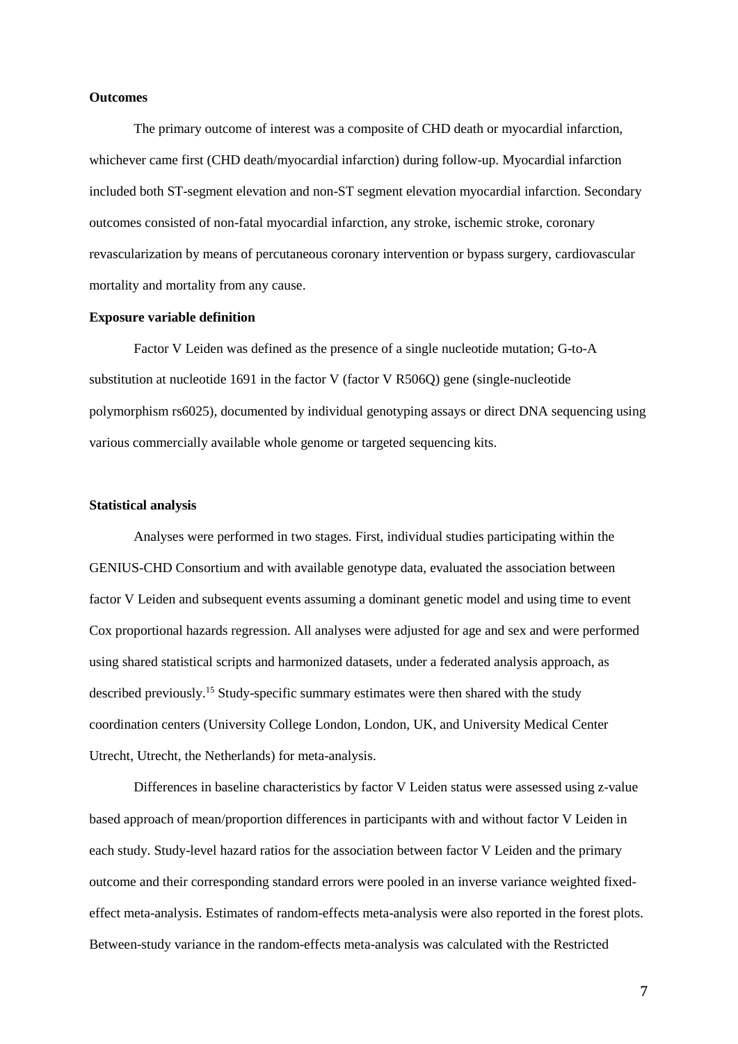**Outcomes**

The primary outcome of interest was a composite of CHD death or myocardial infarction, whichever came first (CHD death/myocardial infarction) during follow-up. Myocardial infarction included both ST-segment elevation and non-ST segment elevation myocardial infarction. Secondary outcomes consisted of non-fatal myocardial infarction, any stroke, ischemic stroke, coronary revascularization by means of percutaneous coronary intervention or bypass surgery, cardiovascular mortality and mortality from any cause.

**Exposure variable definition**

Factor V Leiden was defined as the presence of a single nucleotide mutation; G-to-A substitution at nucleotide 1691 in the factor V (factor V R506Q) gene (single-nucleotide polymorphism rs6025), documented by individual genotyping assays or direct DNA sequencing using various commercially available whole genome or targeted sequencing kits.

**Statistical analysis**

Analyses were performed in two stages. First, individual studies participating within the GENIUS-CHD Consortium and with available genotype data, evaluated the association between factor V Leiden and subsequent events assuming a dominant genetic model and using time to event Cox proportional hazards regression. All analyses were adjusted for age and sex and were performed using shared statistical scripts and harmonized datasets, under a federated analysis approach, as described previously.[15] Study-specific summary estimates were then shared with the study coordination centers (University College London, London, UK, and University Medical Center Utrecht, Utrecht, the Netherlands) for meta-analysis.

Differences in baseline characteristics by factor V Leiden status were assessed using z-value based approach of mean/proportion differences in participants with and without factor V Leiden in each study. Study-level hazard ratios for the association between factor V Leiden and the primary outcome and their corresponding standard errors were pooled in an inverse variance weighted fixed-effect meta-analysis. Estimates of random-effects meta-analysis were also reported in the forest plots. Between-study variance in the random-effects meta-analysis was calculated with the Restricted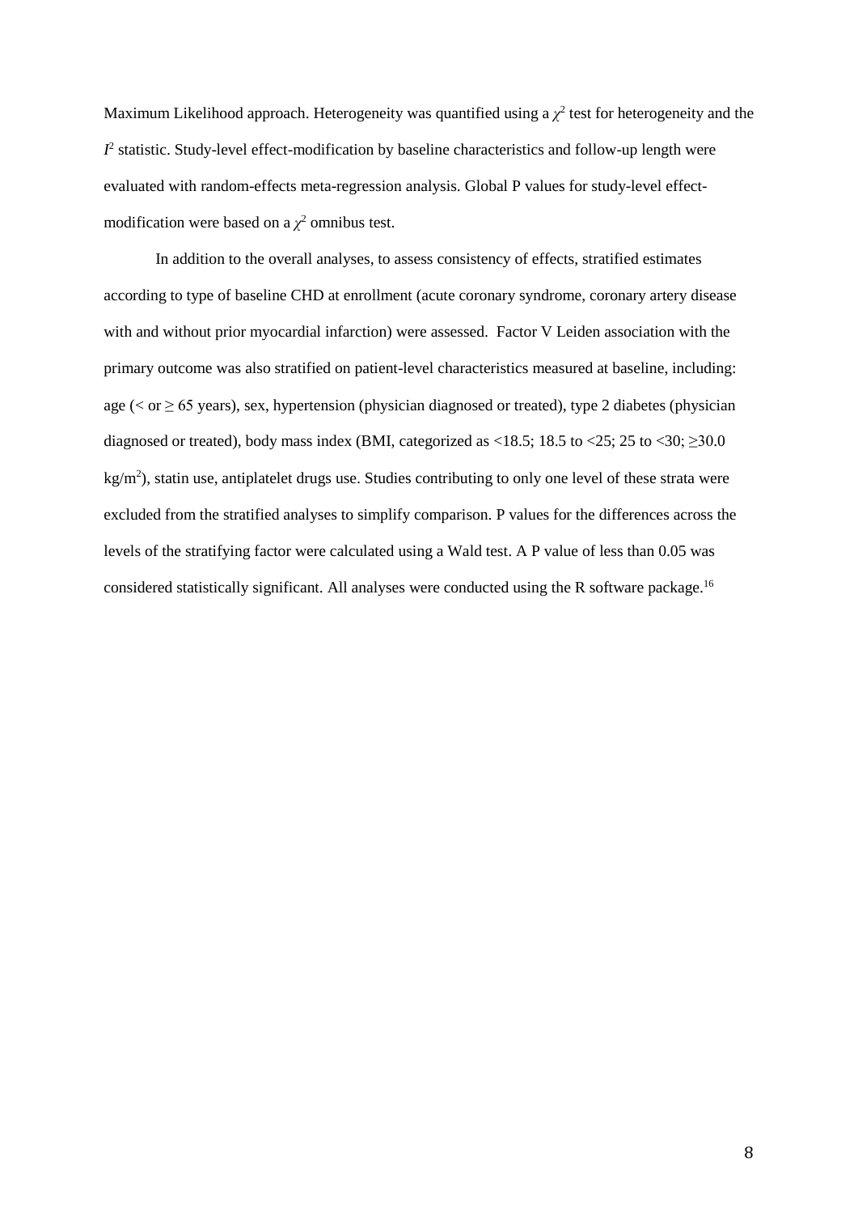Maximum Likelihood approach. Heterogeneity was quantified using a $\chi^2$ test for heterogeneity and the $I^2$ statistic. Study-level effect-modification by baseline characteristics and follow-up length were evaluated with random-effects meta-regression analysis. Global P values for study-level effect-modification were based on a $\chi^2$ omnibus test.

In addition to the overall analyses, to assess consistency of effects, stratified estimates according to type of baseline CHD at enrollment (acute coronary syndrome, coronary artery disease with and without prior myocardial infarction) were assessed. Factor V Leiden association with the primary outcome was also stratified on patient-level characteristics measured at baseline, including: age (< or ≥ 65 years), sex, hypertension (physician diagnosed or treated), type 2 diabetes (physician diagnosed or treated), body mass index (BMI, categorized as <18.5; 18.5 to <25; 25 to <30; ≥30.0 kg/m$^2$), statin use, antiplatelet drugs use. Studies contributing to only one level of these strata were excluded from the stratified analyses to simplify comparison. P values for the differences across the levels of the stratifying factor were calculated using a Wald test. A P value of less than 0.05 was considered statistically significant. All analyses were conducted using the R software package.[16]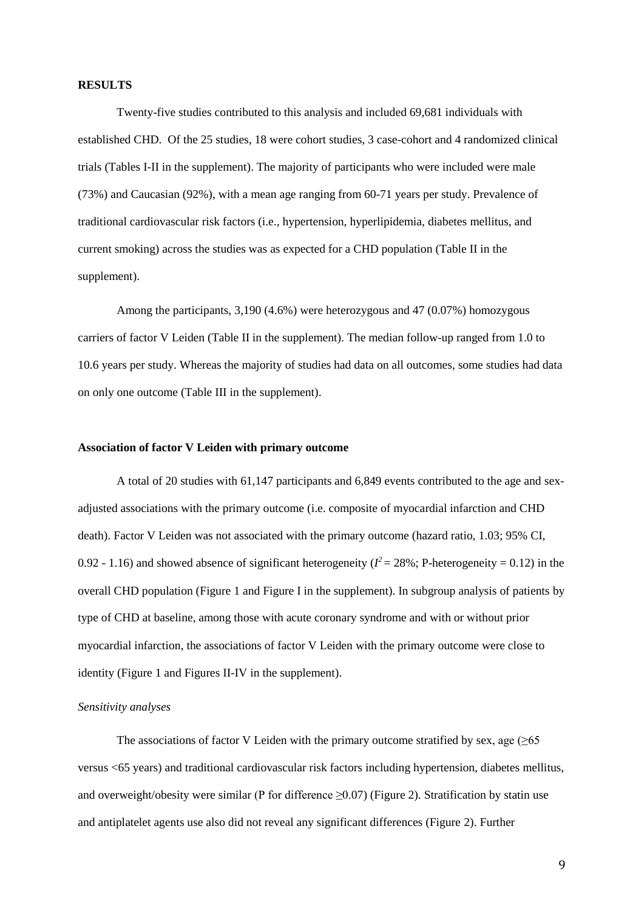**RESULTS**

Twenty-five studies contributed to this analysis and included 69,681 individuals with established CHD. Of the 25 studies, 18 were cohort studies, 3 case-cohort and 4 randomized clinical trials (Tables I-II in the supplement). The majority of participants who were included were male (73%) and Caucasian (92%), with a mean age ranging from 60-71 years per study. Prevalence of traditional cardiovascular risk factors (i.e., hypertension, hyperlipidemia, diabetes mellitus, and current smoking) across the studies was as expected for a CHD population (Table II in the supplement).

Among the participants, 3,190 (4.6%) were heterozygous and 47 (0.07%) homozygous carriers of factor V Leiden (Table II in the supplement). The median follow-up ranged from 1.0 to 10.6 years per study. Whereas the majority of studies had data on all outcomes, some studies had data on only one outcome (Table III in the supplement).

**Association of factor V Leiden with primary outcome**

A total of 20 studies with 61,147 participants and 6,849 events contributed to the age and sex-adjusted associations with the primary outcome (i.e. composite of myocardial infarction and CHD death). Factor V Leiden was not associated with the primary outcome (hazard ratio, 1.03; 95% CI, 0.92 - 1.16) and showed absence of significant heterogeneity ($I^2$ = 28%; P-heterogeneity = 0.12) in the overall CHD population (Figure 1 and Figure I in the supplement). In subgroup analysis of patients by type of CHD at baseline, among those with acute coronary syndrome and with or without prior myocardial infarction, the associations of factor V Leiden with the primary outcome were close to identity (Figure 1 and Figures II-IV in the supplement).

*Sensitivity analyses*

The associations of factor V Leiden with the primary outcome stratified by sex, age (≥65 versus <65 years) and traditional cardiovascular risk factors including hypertension, diabetes mellitus, and overweight/obesity were similar (P for difference ≥0.07) (Figure 2). Stratification by statin use and antiplatelet agents use also did not reveal any significant differences (Figure 2). Further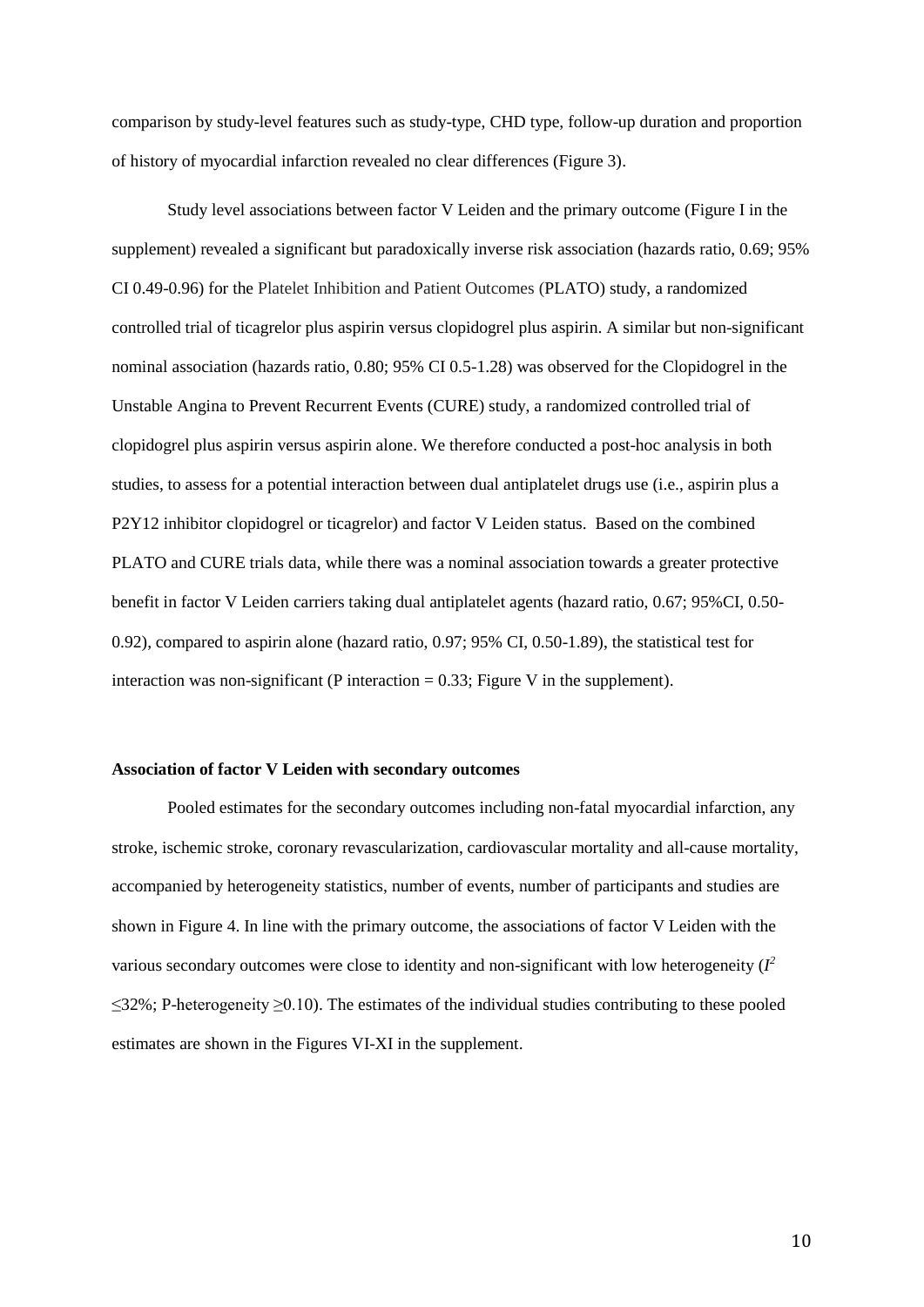comparison by study-level features such as study-type, CHD type, follow-up duration and proportion of history of myocardial infarction revealed no clear differences (Figure 3).

Study level associations between factor V Leiden and the primary outcome (Figure I in the supplement) revealed a significant but paradoxically inverse risk association (hazards ratio, 0.69; 95% CI 0.49-0.96) for the Platelet Inhibition and Patient Outcomes (PLATO) study, a randomized controlled trial of ticagrelor plus aspirin versus clopidogrel plus aspirin. A similar but non-significant nominal association (hazards ratio, 0.80; 95% CI 0.5-1.28) was observed for the Clopidogrel in the Unstable Angina to Prevent Recurrent Events (CURE) study, a randomized controlled trial of clopidogrel plus aspirin versus aspirin alone. We therefore conducted a post-hoc analysis in both studies, to assess for a potential interaction between dual antiplatelet drugs use (i.e., aspirin plus a P2Y12 inhibitor clopidogrel or ticagrelor) and factor V Leiden status. Based on the combined PLATO and CURE trials data, while there was a nominal association towards a greater protective benefit in factor V Leiden carriers taking dual antiplatelet agents (hazard ratio, 0.67; 95%CI, 0.50-0.92), compared to aspirin alone (hazard ratio, 0.97; 95% CI, 0.50-1.89), the statistical test for interaction was non-significant (P interaction = 0.33; Figure V in the supplement).

**Association of factor V Leiden with secondary outcomes**

Pooled estimates for the secondary outcomes including non-fatal myocardial infarction, any stroke, ischemic stroke, coronary revascularization, cardiovascular mortality and all-cause mortality, accompanied by heterogeneity statistics, number of events, number of participants and studies are shown in Figure 4. In line with the primary outcome, the associations of factor V Leiden with the various secondary outcomes were close to identity and non-significant with low heterogeneity ($I^2$ $\leq$32%; P-heterogeneity $\geq$0.10). The estimates of the individual studies contributing to these pooled estimates are shown in the Figures VI-XI in the supplement.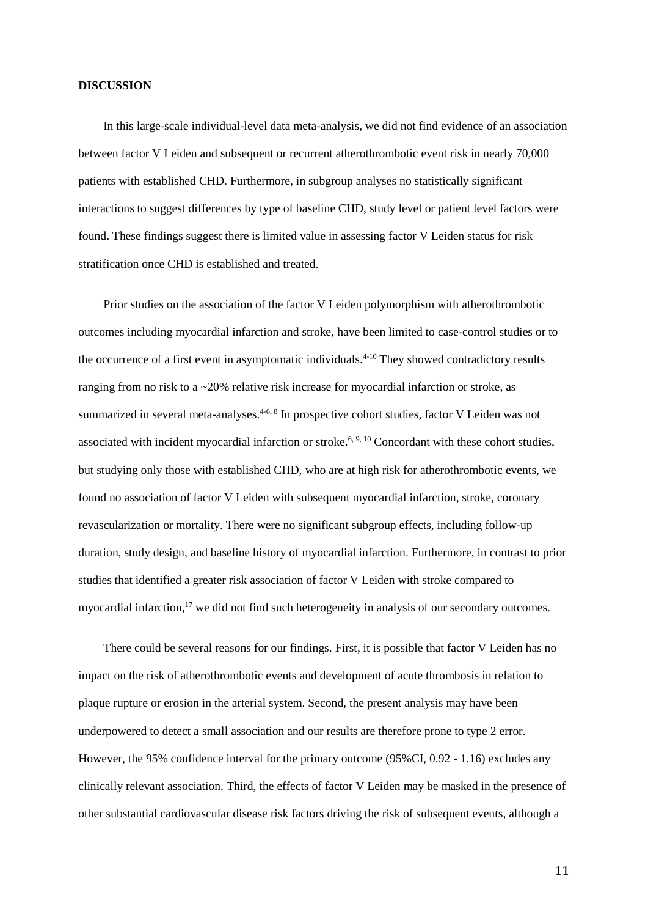**DISCUSSION**

In this large-scale individual-level data meta-analysis, we did not find evidence of an association between factor V Leiden and subsequent or recurrent atherothrombotic event risk in nearly 70,000 patients with established CHD. Furthermore, in subgroup analyses no statistically significant interactions to suggest differences by type of baseline CHD, study level or patient level factors were found. These findings suggest there is limited value in assessing factor V Leiden status for risk stratification once CHD is established and treated.

Prior studies on the association of the factor V Leiden polymorphism with atherothrombotic outcomes including myocardial infarction and stroke, have been limited to case-control studies or to the occurrence of a first event in asymptomatic individuals.[4-10] They showed contradictory results ranging from no risk to a ~20% relative risk increase for myocardial infarction or stroke, as summarized in several meta-analyses.[4-6, 8] In prospective cohort studies, factor V Leiden was not associated with incident myocardial infarction or stroke.[6, 9, 10] Concordant with these cohort studies, but studying only those with established CHD, who are at high risk for atherothrombotic events, we found no association of factor V Leiden with subsequent myocardial infarction, stroke, coronary revascularization or mortality. There were no significant subgroup effects, including follow-up duration, study design, and baseline history of myocardial infarction. Furthermore, in contrast to prior studies that identified a greater risk association of factor V Leiden with stroke compared to myocardial infarction,[17] we did not find such heterogeneity in analysis of our secondary outcomes.

There could be several reasons for our findings. First, it is possible that factor V Leiden has no impact on the risk of atherothrombotic events and development of acute thrombosis in relation to plaque rupture or erosion in the arterial system. Second, the present analysis may have been underpowered to detect a small association and our results are therefore prone to type 2 error. However, the 95% confidence interval for the primary outcome (95%CI, 0.92 - 1.16) excludes any clinically relevant association. Third, the effects of factor V Leiden may be masked in the presence of other substantial cardiovascular disease risk factors driving the risk of subsequent events, although a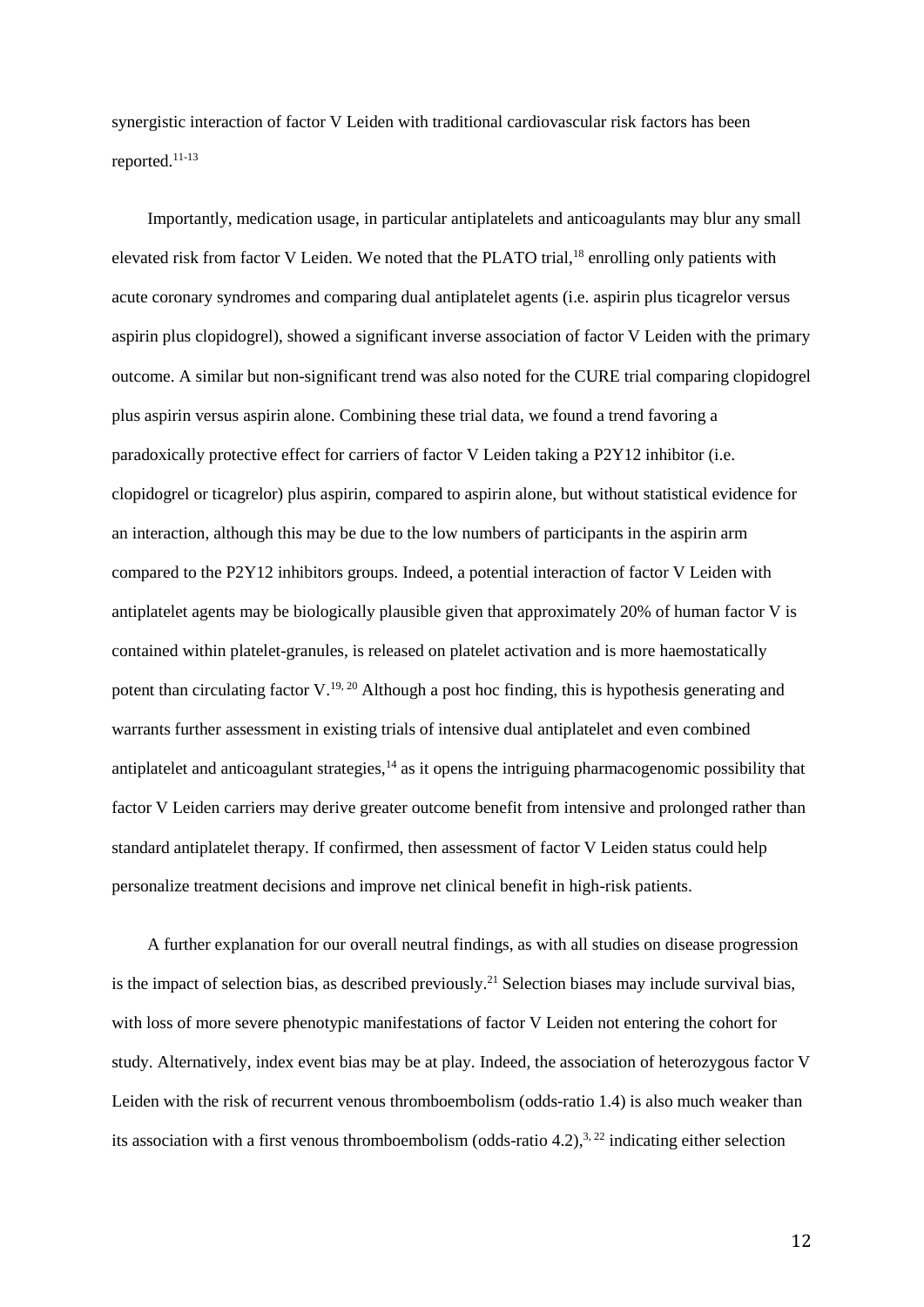synergistic interaction of factor V Leiden with traditional cardiovascular risk factors has been reported.[11-13]

Importantly, medication usage, in particular antiplatelets and anticoagulants may blur any small elevated risk from factor V Leiden. We noted that the PLATO trial,[18] enrolling only patients with acute coronary syndromes and comparing dual antiplatelet agents (i.e. aspirin plus ticagrelor versus aspirin plus clopidogrel), showed a significant inverse association of factor V Leiden with the primary outcome. A similar but non-significant trend was also noted for the CURE trial comparing clopidogrel plus aspirin versus aspirin alone. Combining these trial data, we found a trend favoring a paradoxically protective effect for carriers of factor V Leiden taking a P2Y12 inhibitor (i.e. clopidogrel or ticagrelor) plus aspirin, compared to aspirin alone, but without statistical evidence for an interaction, although this may be due to the low numbers of participants in the aspirin arm compared to the P2Y12 inhibitors groups. Indeed, a potential interaction of factor V Leiden with antiplatelet agents may be biologically plausible given that approximately 20% of human factor V is contained within platelet-granules, is released on platelet activation and is more haemostatically potent than circulating factor V.[19, 20] Although a post hoc finding, this is hypothesis generating and warrants further assessment in existing trials of intensive dual antiplatelet and even combined antiplatelet and anticoagulant strategies,[14] as it opens the intriguing pharmacogenomic possibility that factor V Leiden carriers may derive greater outcome benefit from intensive and prolonged rather than standard antiplatelet therapy. If confirmed, then assessment of factor V Leiden status could help personalize treatment decisions and improve net clinical benefit in high-risk patients.

A further explanation for our overall neutral findings, as with all studies on disease progression is the impact of selection bias, as described previously.[21] Selection biases may include survival bias, with loss of more severe phenotypic manifestations of factor V Leiden not entering the cohort for study. Alternatively, index event bias may be at play. Indeed, the association of heterozygous factor V Leiden with the risk of recurrent venous thromboembolism (odds-ratio 1.4) is also much weaker than its association with a first venous thromboembolism (odds-ratio 4.2),[3, 22] indicating either selection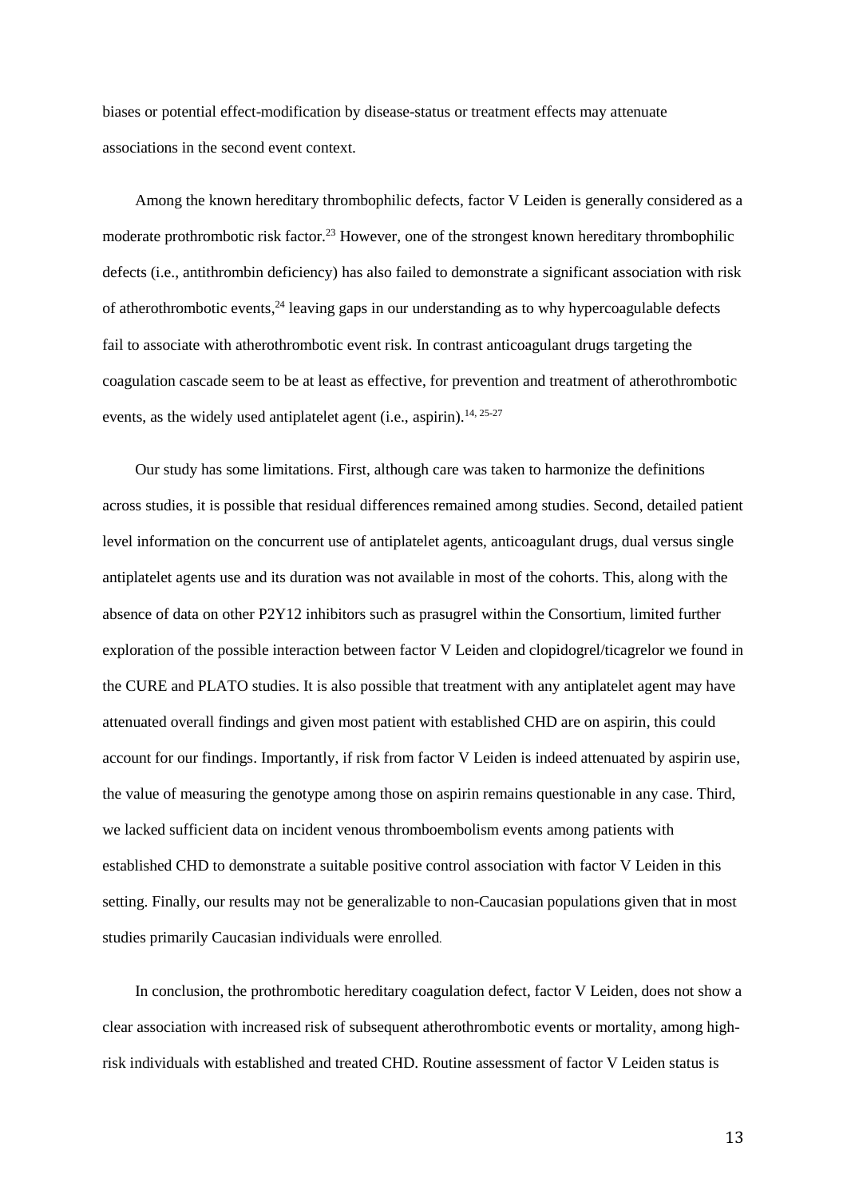biases or potential effect-modification by disease-status or treatment effects may attenuate associations in the second event context.

Among the known hereditary thrombophilic defects, factor V Leiden is generally considered as a moderate prothrombotic risk factor.[23] However, one of the strongest known hereditary thrombophilic defects (i.e., antithrombin deficiency) has also failed to demonstrate a significant association with risk of atherothrombotic events,[24] leaving gaps in our understanding as to why hypercoagulable defects fail to associate with atherothrombotic event risk. In contrast anticoagulant drugs targeting the coagulation cascade seem to be at least as effective, for prevention and treatment of atherothrombotic events, as the widely used antiplatelet agent (i.e., aspirin).[14, 25-27]

Our study has some limitations. First, although care was taken to harmonize the definitions across studies, it is possible that residual differences remained among studies. Second, detailed patient level information on the concurrent use of antiplatelet agents, anticoagulant drugs, dual versus single antiplatelet agents use and its duration was not available in most of the cohorts. This, along with the absence of data on other P2Y12 inhibitors such as prasugrel within the Consortium, limited further exploration of the possible interaction between factor V Leiden and clopidogrel/ticagrelor we found in the CURE and PLATO studies. It is also possible that treatment with any antiplatelet agent may have attenuated overall findings and given most patient with established CHD are on aspirin, this could account for our findings. Importantly, if risk from factor V Leiden is indeed attenuated by aspirin use, the value of measuring the genotype among those on aspirin remains questionable in any case. Third, we lacked sufficient data on incident venous thromboembolism events among patients with established CHD to demonstrate a suitable positive control association with factor V Leiden in this setting. Finally, our results may not be generalizable to non-Caucasian populations given that in most studies primarily Caucasian individuals were enrolled.

In conclusion, the prothrombotic hereditary coagulation defect, factor V Leiden, does not show a clear association with increased risk of subsequent atherothrombotic events or mortality, among high-risk individuals with established and treated CHD. Routine assessment of factor V Leiden status is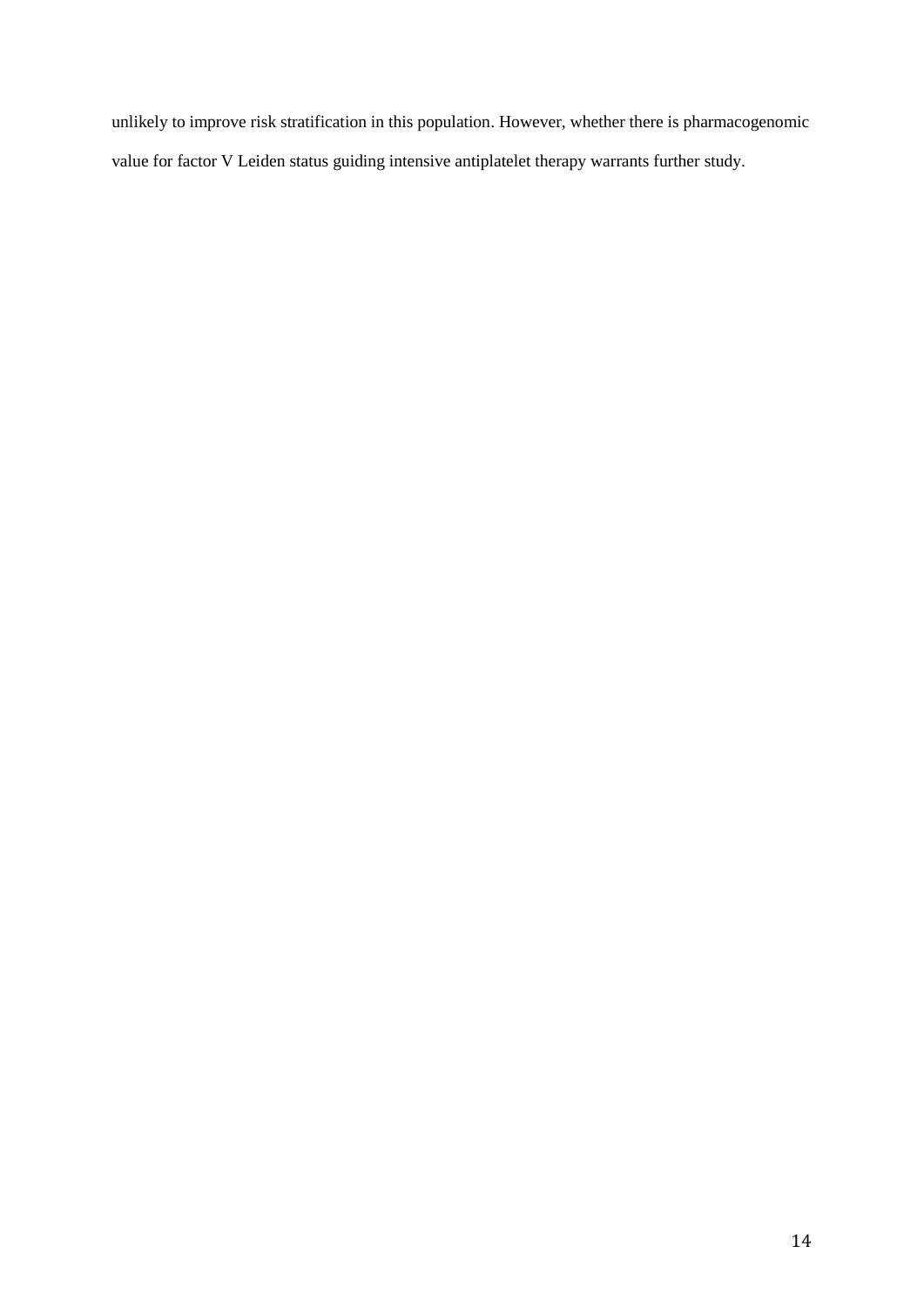unlikely to improve risk stratification in this population. However, whether there is pharmacogenomic value for factor V Leiden status guiding intensive antiplatelet therapy warrants further study.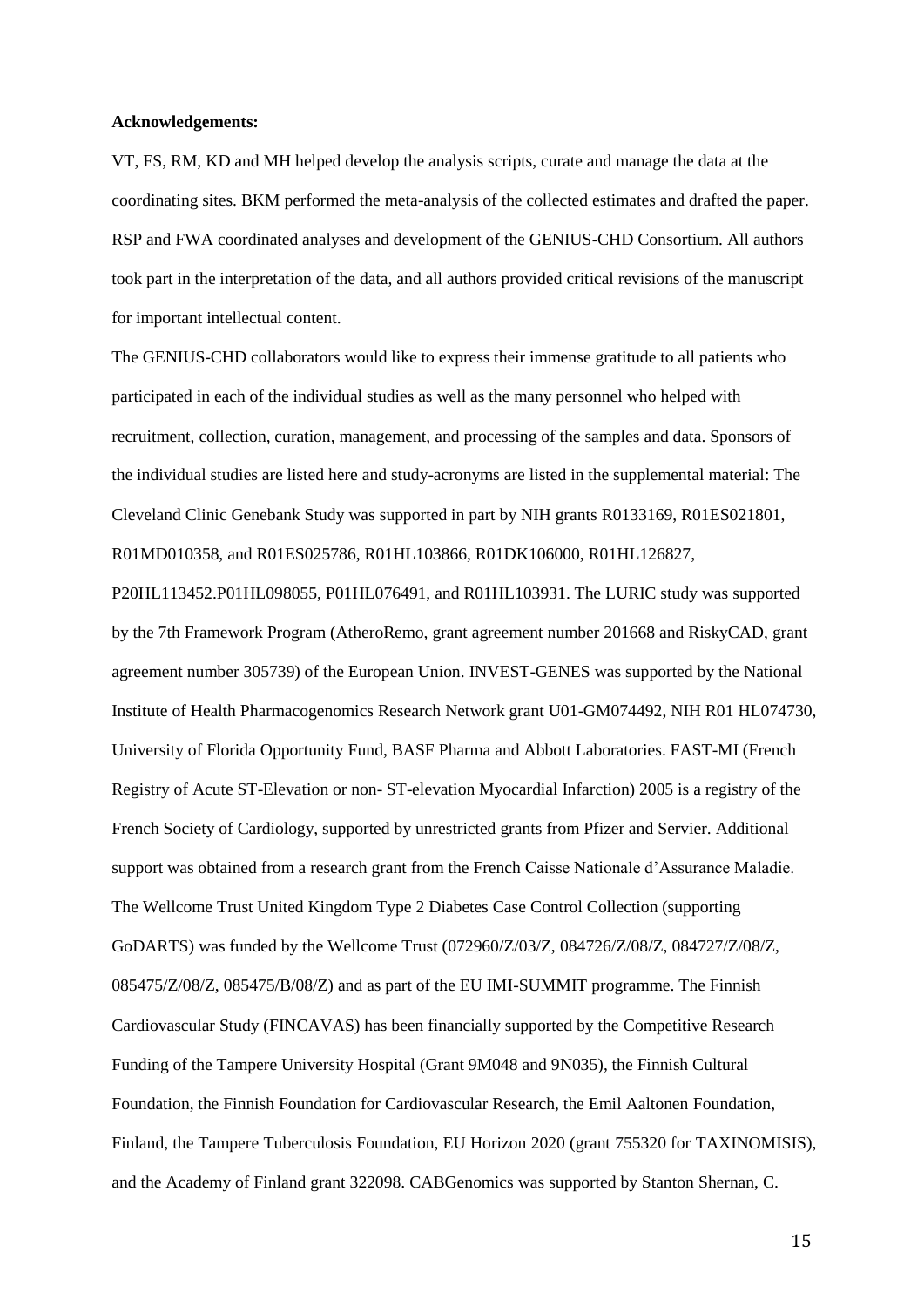**Acknowledgements:**

VT, FS, RM, KD and MH helped develop the analysis scripts, curate and manage the data at the coordinating sites. BKM performed the meta-analysis of the collected estimates and drafted the paper. RSP and FWA coordinated analyses and development of the GENIUS-CHD Consortium. All authors took part in the interpretation of the data, and all authors provided critical revisions of the manuscript for important intellectual content.

The GENIUS-CHD collaborators would like to express their immense gratitude to all patients who participated in each of the individual studies as well as the many personnel who helped with recruitment, collection, curation, management, and processing of the samples and data. Sponsors of the individual studies are listed here and study-acronyms are listed in the supplemental material: The Cleveland Clinic Genebank Study was supported in part by NIH grants R0133169, R01ES021801, R01MD010358, and R01ES025786, R01HL103866, R01DK106000, R01HL126827, P20HL113452.P01HL098055, P01HL076491, and R01HL103931. The LURIC study was supported by the 7th Framework Program (AtheroRemo, grant agreement number 201668 and RiskyCAD, grant agreement number 305739) of the European Union. INVEST-GENES was supported by the National Institute of Health Pharmacogenomics Research Network grant U01-GM074492, NIH R01 HL074730, University of Florida Opportunity Fund, BASF Pharma and Abbott Laboratories. FAST-MI (French Registry of Acute ST-Elevation or non- ST-elevation Myocardial Infarction) 2005 is a registry of the French Society of Cardiology, supported by unrestricted grants from Pfizer and Servier. Additional support was obtained from a research grant from the French Caisse Nationale d'Assurance Maladie. The Wellcome Trust United Kingdom Type 2 Diabetes Case Control Collection (supporting GoDARTS) was funded by the Wellcome Trust (072960/Z/03/Z, 084726/Z/08/Z, 084727/Z/08/Z, 085475/Z/08/Z, 085475/B/08/Z) and as part of the EU IMI-SUMMIT programme. The Finnish Cardiovascular Study (FINCAVAS) has been financially supported by the Competitive Research Funding of the Tampere University Hospital (Grant 9M048 and 9N035), the Finnish Cultural Foundation, the Finnish Foundation for Cardiovascular Research, the Emil Aaltonen Foundation, Finland, the Tampere Tuberculosis Foundation, EU Horizon 2020 (grant 755320 for TAXINOMISIS), and the Academy of Finland grant 322098. CABGenomics was supported by Stanton Shernan, C.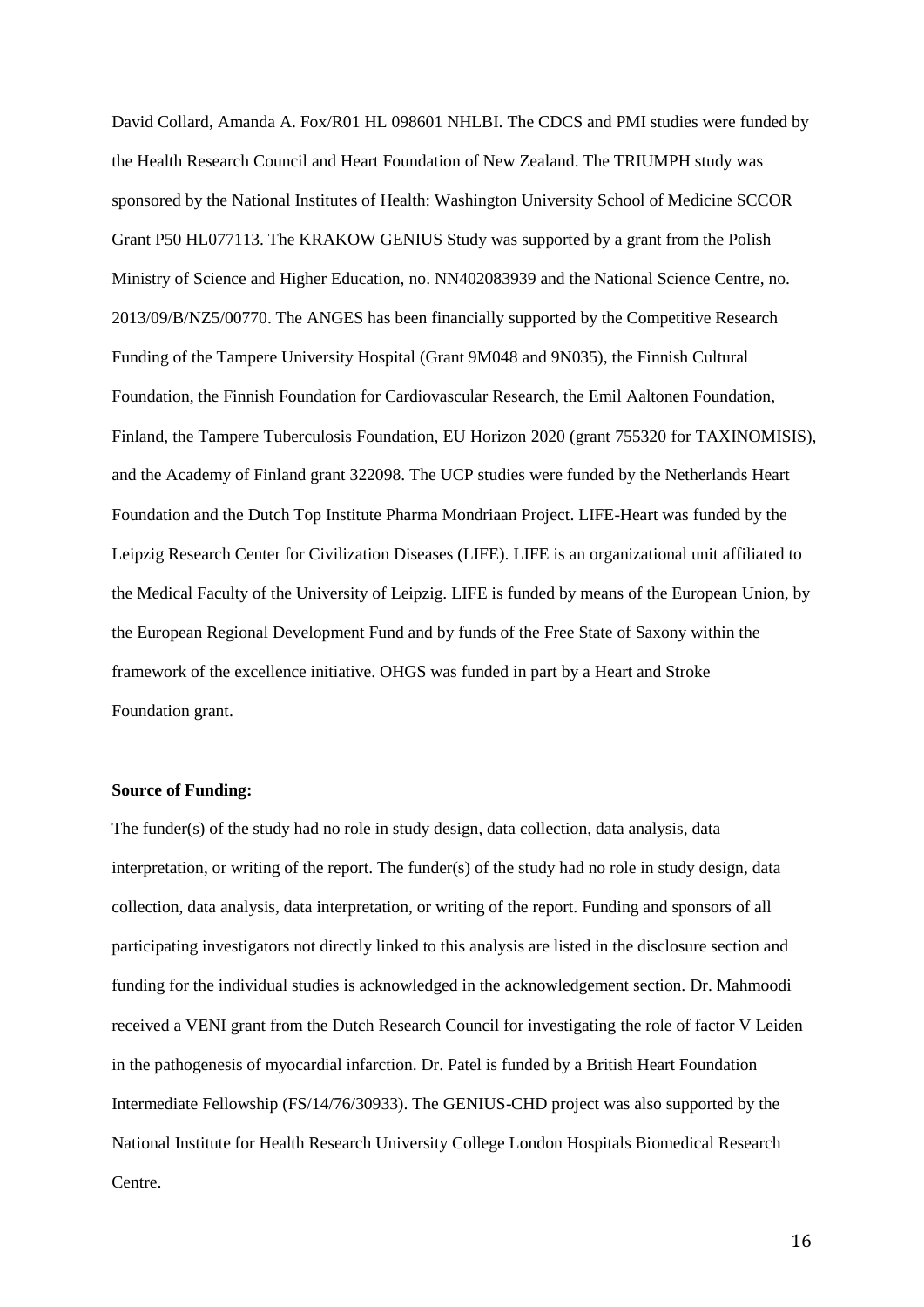David Collard, Amanda A. Fox/R01 HL 098601 NHLBI. The CDCS and PMI studies were funded by the Health Research Council and Heart Foundation of New Zealand. The TRIUMPH study was sponsored by the National Institutes of Health: Washington University School of Medicine SCCOR Grant P50 HL077113. The KRAKOW GENIUS Study was supported by a grant from the Polish Ministry of Science and Higher Education, no. NN402083939 and the National Science Centre, no. 2013/09/B/NZ5/00770. The ANGES has been financially supported by the Competitive Research Funding of the Tampere University Hospital (Grant 9M048 and 9N035), the Finnish Cultural Foundation, the Finnish Foundation for Cardiovascular Research, the Emil Aaltonen Foundation, Finland, the Tampere Tuberculosis Foundation, EU Horizon 2020 (grant 755320 for TAXINOMISIS), and the Academy of Finland grant 322098. The UCP studies were funded by the Netherlands Heart Foundation and the Dutch Top Institute Pharma Mondriaan Project. LIFE-Heart was funded by the Leipzig Research Center for Civilization Diseases (LIFE). LIFE is an organizational unit affiliated to the Medical Faculty of the University of Leipzig. LIFE is funded by means of the European Union, by the European Regional Development Fund and by funds of the Free State of Saxony within the framework of the excellence initiative. OHGS was funded in part by a Heart and Stroke Foundation grant.

**Source of Funding:**

The funder(s) of the study had no role in study design, data collection, data analysis, data interpretation, or writing of the report. The funder(s) of the study had no role in study design, data collection, data analysis, data interpretation, or writing of the report. Funding and sponsors of all participating investigators not directly linked to this analysis are listed in the disclosure section and funding for the individual studies is acknowledged in the acknowledgement section. Dr. Mahmoodi received a VENI grant from the Dutch Research Council for investigating the role of factor V Leiden in the pathogenesis of myocardial infarction. Dr. Patel is funded by a British Heart Foundation Intermediate Fellowship (FS/14/76/30933). The GENIUS-CHD project was also supported by the National Institute for Health Research University College London Hospitals Biomedical Research Centre.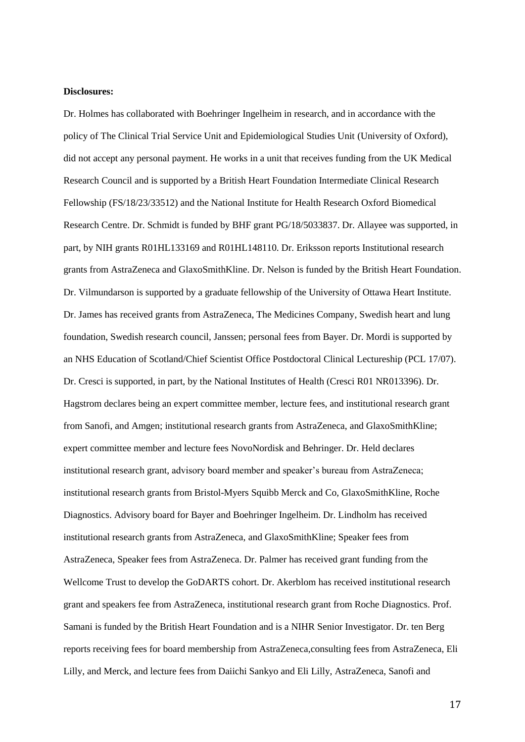**Disclosures:**

Dr. Holmes has collaborated with Boehringer Ingelheim in research, and in accordance with the policy of The Clinical Trial Service Unit and Epidemiological Studies Unit (University of Oxford), did not accept any personal payment. He works in a unit that receives funding from the UK Medical Research Council and is supported by a British Heart Foundation Intermediate Clinical Research Fellowship (FS/18/23/33512) and the National Institute for Health Research Oxford Biomedical Research Centre. Dr. Schmidt is funded by BHF grant PG/18/5033837. Dr. Allayee was supported, in part, by NIH grants R01HL133169 and R01HL148110. Dr. Eriksson reports Institutional research grants from AstraZeneca and GlaxoSmithKline. Dr. Nelson is funded by the British Heart Foundation. Dr. Vilmundarson is supported by a graduate fellowship of the University of Ottawa Heart Institute. Dr. James has received grants from AstraZeneca, The Medicines Company, Swedish heart and lung foundation, Swedish research council, Janssen; personal fees from Bayer. Dr. Mordi is supported by an NHS Education of Scotland/Chief Scientist Office Postdoctoral Clinical Lectureship (PCL 17/07). Dr. Cresci is supported, in part, by the National Institutes of Health (Cresci R01 NR013396). Dr. Hagstrom declares being an expert committee member, lecture fees, and institutional research grant from Sanofi, and Amgen; institutional research grants from AstraZeneca, and GlaxoSmithKline; expert committee member and lecture fees NovoNordisk and Behringer. Dr. Held declares institutional research grant, advisory board member and speaker's bureau from AstraZeneca; institutional research grants from Bristol-Myers Squibb Merck and Co, GlaxoSmithKline, Roche Diagnostics. Advisory board for Bayer and Boehringer Ingelheim. Dr. Lindholm has received institutional research grants from AstraZeneca, and GlaxoSmithKline; Speaker fees from AstraZeneca, Speaker fees from AstraZeneca. Dr. Palmer has received grant funding from the Wellcome Trust to develop the GoDARTS cohort. Dr. Akerblom has received institutional research grant and speakers fee from AstraZeneca, institutional research grant from Roche Diagnostics. Prof. Samani is funded by the British Heart Foundation and is a NIHR Senior Investigator. Dr. ten Berg reports receiving fees for board membership from AstraZeneca,consulting fees from AstraZeneca, Eli Lilly, and Merck, and lecture fees from Daiichi Sankyo and Eli Lilly, AstraZeneca, Sanofi and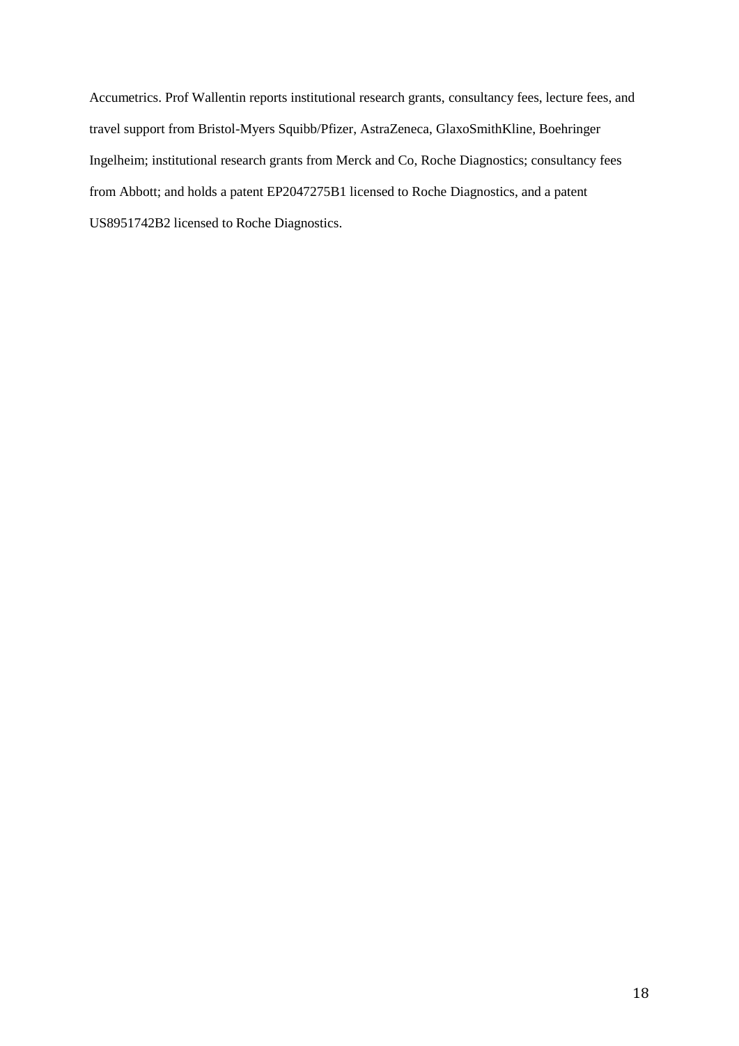Accumetrics. Prof Wallentin reports institutional research grants, consultancy fees, lecture fees, and travel support from Bristol-Myers Squibb/Pfizer, AstraZeneca, GlaxoSmithKline, Boehringer Ingelheim; institutional research grants from Merck and Co, Roche Diagnostics; consultancy fees from Abbott; and holds a patent EP2047275B1 licensed to Roche Diagnostics, and a patent US8951742B2 licensed to Roche Diagnostics.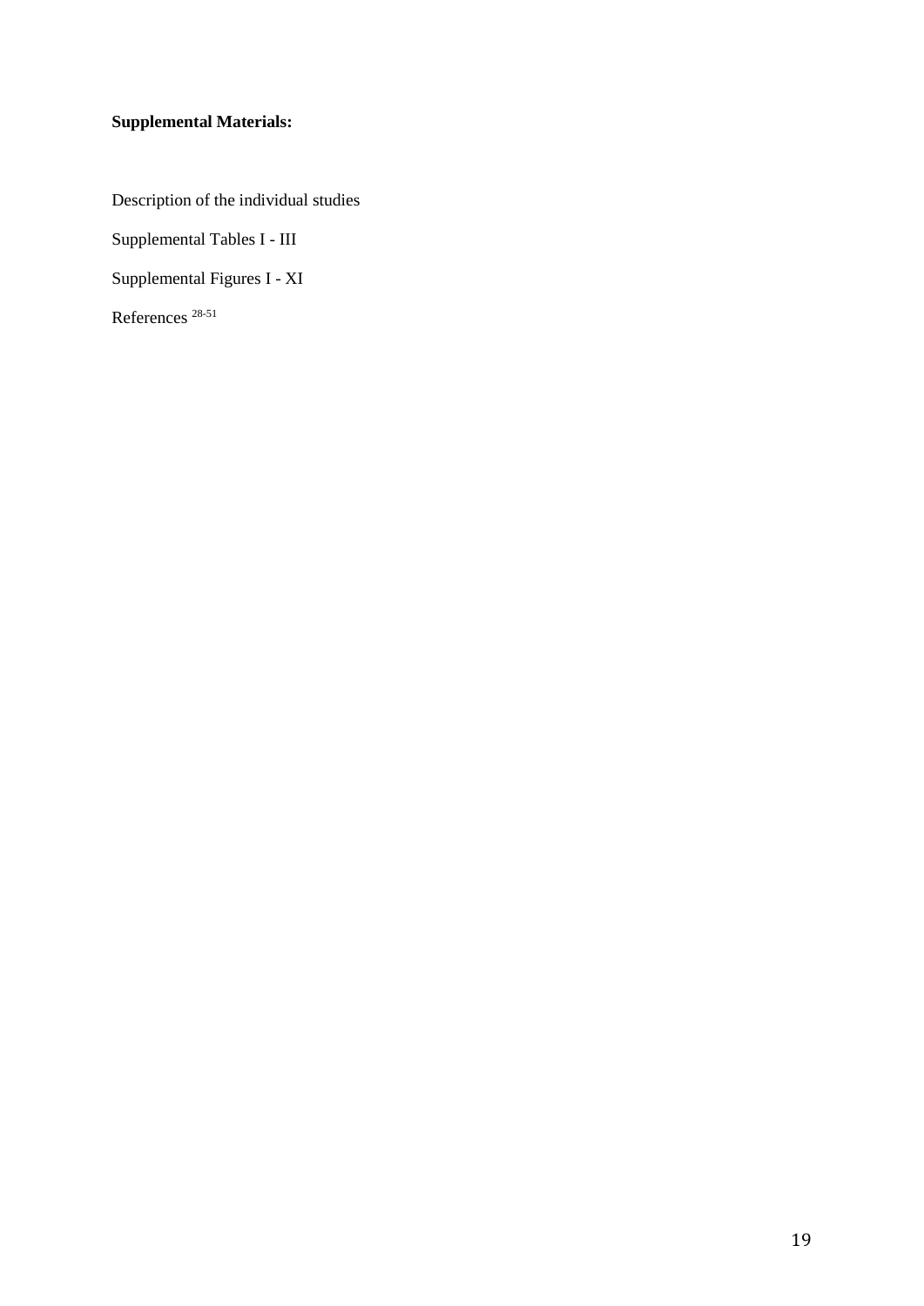**Supplemental Materials:**

Description of the individual studies

Supplemental Tables I - III

Supplemental Figures I - XI

References [28-51]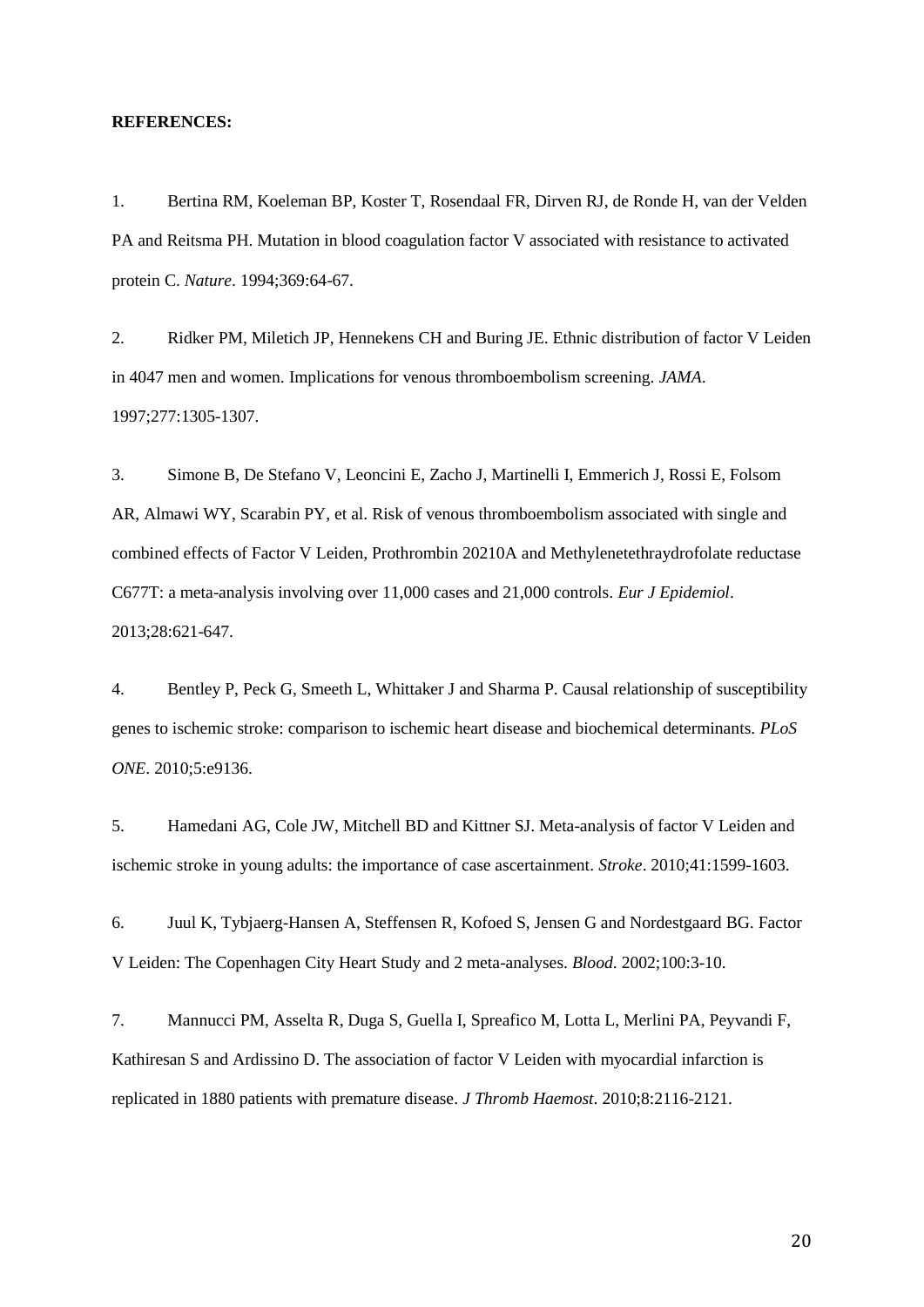**REFERENCES:**

1. Bertina RM, Koeleman BP, Koster T, Rosendaal FR, Dirven RJ, de Ronde H, van der Velden PA and Reitsma PH. Mutation in blood coagulation factor V associated with resistance to activated protein C. *Nature*. 1994;369:64-67.

2. Ridker PM, Miletich JP, Hennekens CH and Buring JE. Ethnic distribution of factor V Leiden in 4047 men and women. Implications for venous thromboembolism screening. *JAMA*. 1997;277:1305-1307.

3. Simone B, De Stefano V, Leoncini E, Zacho J, Martinelli I, Emmerich J, Rossi E, Folsom AR, Almawi WY, Scarabin PY, et al. Risk of venous thromboembolism associated with single and combined effects of Factor V Leiden, Prothrombin 20210A and Methylenetethraydrofolate reductase C677T: a meta-analysis involving over 11,000 cases and 21,000 controls. *Eur J Epidemiol*. 2013;28:621-647.

4. Bentley P, Peck G, Smeeth L, Whittaker J and Sharma P. Causal relationship of susceptibility genes to ischemic stroke: comparison to ischemic heart disease and biochemical determinants. *PLoS ONE*. 2010;5:e9136.

5. Hamedani AG, Cole JW, Mitchell BD and Kittner SJ. Meta-analysis of factor V Leiden and ischemic stroke in young adults: the importance of case ascertainment. *Stroke*. 2010;41:1599-1603.

6. Juul K, Tybjaerg-Hansen A, Steffensen R, Kofoed S, Jensen G and Nordestgaard BG. Factor V Leiden: The Copenhagen City Heart Study and 2 meta-analyses. *Blood*. 2002;100:3-10.

7. Mannucci PM, Asselta R, Duga S, Guella I, Spreafico M, Lotta L, Merlini PA, Peyvandi F, Kathiresan S and Ardissino D. The association of factor V Leiden with myocardial infarction is replicated in 1880 patients with premature disease. *J Thromb Haemost*. 2010;8:2116-2121.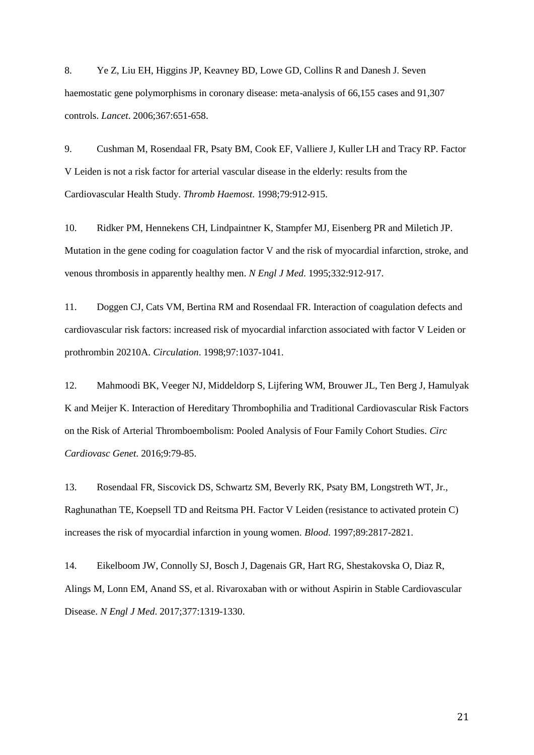8. Ye Z, Liu EH, Higgins JP, Keavney BD, Lowe GD, Collins R and Danesh J. Seven haemostatic gene polymorphisms in coronary disease: meta-analysis of 66,155 cases and 91,307 controls. *Lancet*. 2006;367:651-658.

9. Cushman M, Rosendaal FR, Psaty BM, Cook EF, Valliere J, Kuller LH and Tracy RP. Factor V Leiden is not a risk factor for arterial vascular disease in the elderly: results from the Cardiovascular Health Study. *Thromb Haemost*. 1998;79:912-915.

10. Ridker PM, Hennekens CH, Lindpaintner K, Stampfer MJ, Eisenberg PR and Miletich JP. Mutation in the gene coding for coagulation factor V and the risk of myocardial infarction, stroke, and venous thrombosis in apparently healthy men. *N Engl J Med*. 1995;332:912-917.

11. Doggen CJ, Cats VM, Bertina RM and Rosendaal FR. Interaction of coagulation defects and cardiovascular risk factors: increased risk of myocardial infarction associated with factor V Leiden or prothrombin 20210A. *Circulation*. 1998;97:1037-1041.

12. Mahmoodi BK, Veeger NJ, Middeldorp S, Lijfering WM, Brouwer JL, Ten Berg J, Hamulyak K and Meijer K. Interaction of Hereditary Thrombophilia and Traditional Cardiovascular Risk Factors on the Risk of Arterial Thromboembolism: Pooled Analysis of Four Family Cohort Studies. *Circ Cardiovasc Genet*. 2016;9:79-85.

13. Rosendaal FR, Siscovick DS, Schwartz SM, Beverly RK, Psaty BM, Longstreth WT, Jr., Raghunathan TE, Koepsell TD and Reitsma PH. Factor V Leiden (resistance to activated protein C) increases the risk of myocardial infarction in young women. *Blood*. 1997;89:2817-2821.

14. Eikelboom JW, Connolly SJ, Bosch J, Dagenais GR, Hart RG, Shestakovska O, Diaz R, Alings M, Lonn EM, Anand SS, et al. Rivaroxaban with or without Aspirin in Stable Cardiovascular Disease. *N Engl J Med*. 2017;377:1319-1330.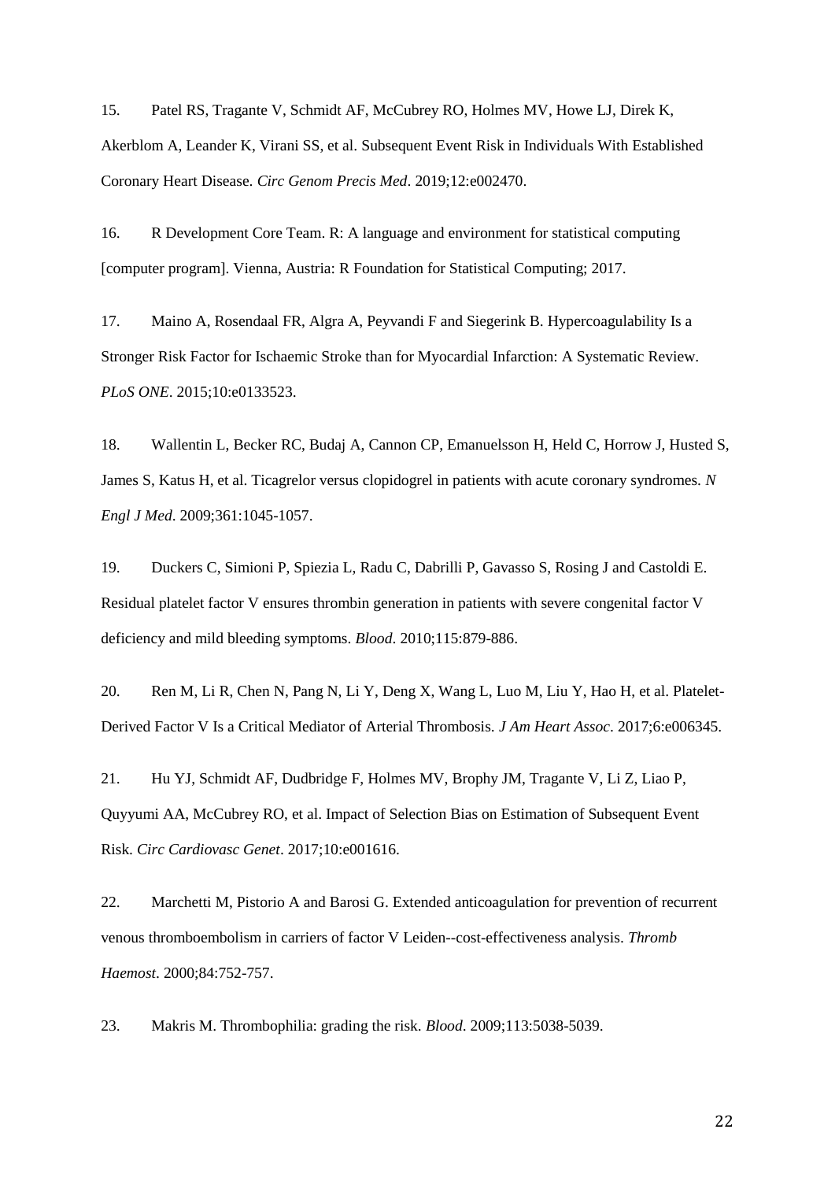15. Patel RS, Tragante V, Schmidt AF, McCubrey RO, Holmes MV, Howe LJ, Direk K, Akerblom A, Leander K, Virani SS, et al. Subsequent Event Risk in Individuals With Established Coronary Heart Disease. *Circ Genom Precis Med*. 2019;12:e002470.

16. R Development Core Team. R: A language and environment for statistical computing [computer program]. Vienna, Austria: R Foundation for Statistical Computing; 2017.

17. Maino A, Rosendaal FR, Algra A, Peyvandi F and Siegerink B. Hypercoagulability Is a Stronger Risk Factor for Ischaemic Stroke than for Myocardial Infarction: A Systematic Review. *PLoS ONE*. 2015;10:e0133523.

18. Wallentin L, Becker RC, Budaj A, Cannon CP, Emanuelsson H, Held C, Horrow J, Husted S, James S, Katus H, et al. Ticagrelor versus clopidogrel in patients with acute coronary syndromes. *N Engl J Med*. 2009;361:1045-1057.

19. Duckers C, Simioni P, Spiezia L, Radu C, Dabrilli P, Gavasso S, Rosing J and Castoldi E. Residual platelet factor V ensures thrombin generation in patients with severe congenital factor V deficiency and mild bleeding symptoms. *Blood*. 2010;115:879-886.

20. Ren M, Li R, Chen N, Pang N, Li Y, Deng X, Wang L, Luo M, Liu Y, Hao H, et al. Platelet-Derived Factor V Is a Critical Mediator of Arterial Thrombosis. *J Am Heart Assoc*. 2017;6:e006345.

21. Hu YJ, Schmidt AF, Dudbridge F, Holmes MV, Brophy JM, Tragante V, Li Z, Liao P, Quyyumi AA, McCubrey RO, et al. Impact of Selection Bias on Estimation of Subsequent Event Risk. *Circ Cardiovasc Genet*. 2017;10:e001616.

22. Marchetti M, Pistorio A and Barosi G. Extended anticoagulation for prevention of recurrent venous thromboembolism in carriers of factor V Leiden--cost-effectiveness analysis. *Thromb Haemost*. 2000;84:752-757.

23. Makris M. Thrombophilia: grading the risk. *Blood*. 2009;113:5038-5039.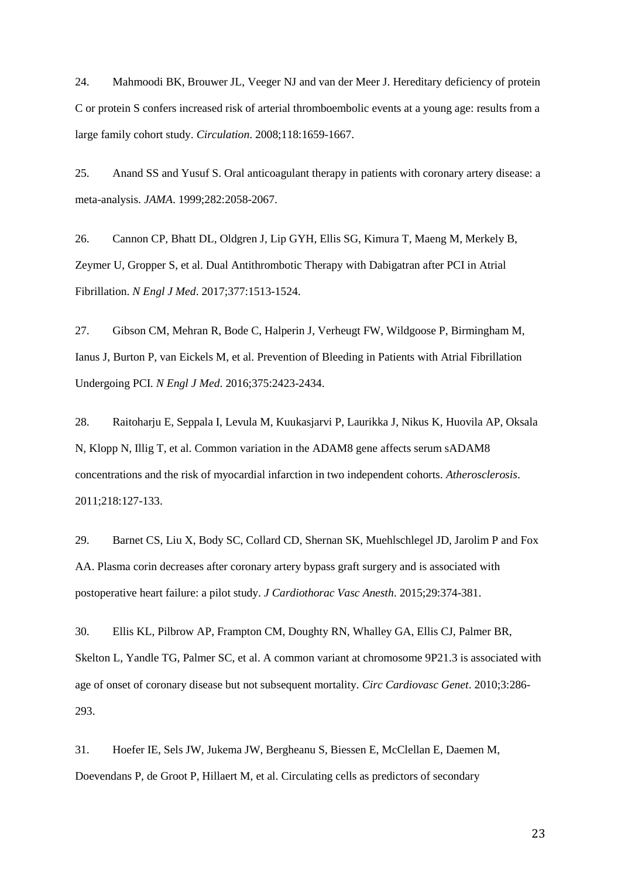24. Mahmoodi BK, Brouwer JL, Veeger NJ and van der Meer J. Hereditary deficiency of protein C or protein S confers increased risk of arterial thromboembolic events at a young age: results from a large family cohort study. *Circulation*. 2008;118:1659-1667.

25. Anand SS and Yusuf S. Oral anticoagulant therapy in patients with coronary artery disease: a meta-analysis. *JAMA*. 1999;282:2058-2067.

26. Cannon CP, Bhatt DL, Oldgren J, Lip GYH, Ellis SG, Kimura T, Maeng M, Merkely B, Zeymer U, Gropper S, et al. Dual Antithrombotic Therapy with Dabigatran after PCI in Atrial Fibrillation. *N Engl J Med*. 2017;377:1513-1524.

27. Gibson CM, Mehran R, Bode C, Halperin J, Verheugt FW, Wildgoose P, Birmingham M, Ianus J, Burton P, van Eickels M, et al. Prevention of Bleeding in Patients with Atrial Fibrillation Undergoing PCI. *N Engl J Med*. 2016;375:2423-2434.

28. Raitoharju E, Seppala I, Levula M, Kuukasjarvi P, Laurikka J, Nikus K, Huovila AP, Oksala N, Klopp N, Illig T, et al. Common variation in the ADAM8 gene affects serum sADAM8 concentrations and the risk of myocardial infarction in two independent cohorts. *Atherosclerosis*. 2011;218:127-133.

29. Barnet CS, Liu X, Body SC, Collard CD, Shernan SK, Muehlschlegel JD, Jarolim P and Fox AA. Plasma corin decreases after coronary artery bypass graft surgery and is associated with postoperative heart failure: a pilot study. *J Cardiothorac Vasc Anesth*. 2015;29:374-381.

30. Ellis KL, Pilbrow AP, Frampton CM, Doughty RN, Whalley GA, Ellis CJ, Palmer BR, Skelton L, Yandle TG, Palmer SC, et al. A common variant at chromosome 9P21.3 is associated with age of onset of coronary disease but not subsequent mortality. *Circ Cardiovasc Genet*. 2010;3:286-293.

31. Hoefer IE, Sels JW, Jukema JW, Bergheanu S, Biessen E, McClellan E, Daemen M, Doevendans P, de Groot P, Hillaert M, et al. Circulating cells as predictors of secondary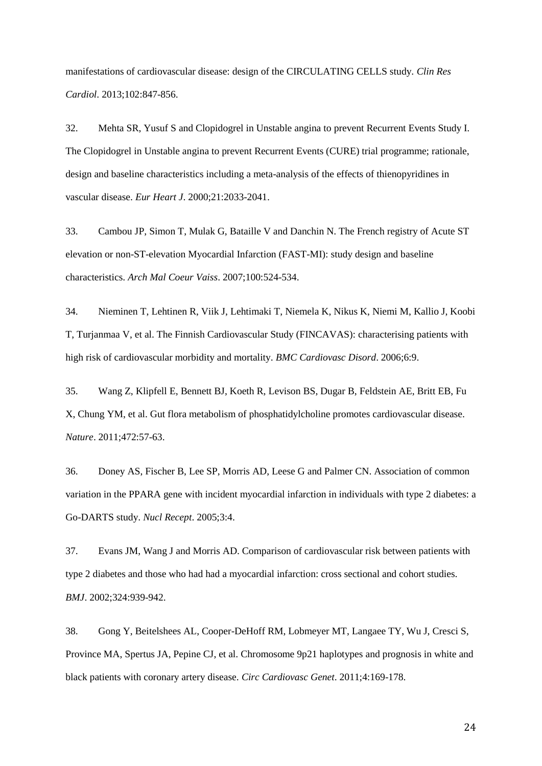manifestations of cardiovascular disease: design of the CIRCULATING CELLS study. *Clin Res Cardiol*. 2013;102:847-856.

32. Mehta SR, Yusuf S and Clopidogrel in Unstable angina to prevent Recurrent Events Study I. The Clopidogrel in Unstable angina to prevent Recurrent Events (CURE) trial programme; rationale, design and baseline characteristics including a meta-analysis of the effects of thienopyridines in vascular disease. *Eur Heart J*. 2000;21:2033-2041.

33. Cambou JP, Simon T, Mulak G, Bataille V and Danchin N. The French registry of Acute ST elevation or non-ST-elevation Myocardial Infarction (FAST-MI): study design and baseline characteristics. *Arch Mal Coeur Vaiss*. 2007;100:524-534.

34. Nieminen T, Lehtinen R, Viik J, Lehtimaki T, Niemela K, Nikus K, Niemi M, Kallio J, Koobi T, Turjanmaa V, et al. The Finnish Cardiovascular Study (FINCAVAS): characterising patients with high risk of cardiovascular morbidity and mortality. *BMC Cardiovasc Disord*. 2006;6:9.

35. Wang Z, Klipfell E, Bennett BJ, Koeth R, Levison BS, Dugar B, Feldstein AE, Britt EB, Fu X, Chung YM, et al. Gut flora metabolism of phosphatidylcholine promotes cardiovascular disease. *Nature*. 2011;472:57-63.

36. Doney AS, Fischer B, Lee SP, Morris AD, Leese G and Palmer CN. Association of common variation in the PPARA gene with incident myocardial infarction in individuals with type 2 diabetes: a Go-DARTS study. *Nucl Recept*. 2005;3:4.

37. Evans JM, Wang J and Morris AD. Comparison of cardiovascular risk between patients with type 2 diabetes and those who had had a myocardial infarction: cross sectional and cohort studies. *BMJ*. 2002;324:939-942.

38. Gong Y, Beitelshees AL, Cooper-DeHoff RM, Lobmeyer MT, Langaee TY, Wu J, Cresci S, Province MA, Spertus JA, Pepine CJ, et al. Chromosome 9p21 haplotypes and prognosis in white and black patients with coronary artery disease. *Circ Cardiovasc Genet*. 2011;4:169-178.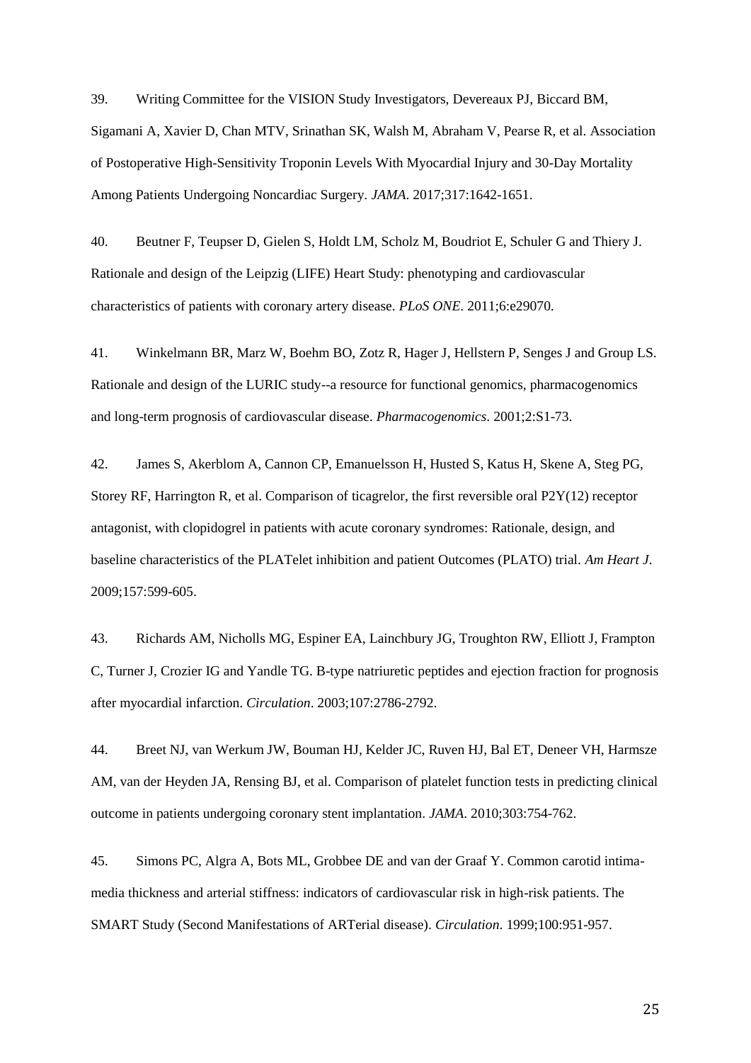39. Writing Committee for the VISION Study Investigators, Devereaux PJ, Biccard BM, Sigamani A, Xavier D, Chan MTV, Srinathan SK, Walsh M, Abraham V, Pearse R, et al. Association of Postoperative High-Sensitivity Troponin Levels With Myocardial Injury and 30-Day Mortality Among Patients Undergoing Noncardiac Surgery. *JAMA*. 2017;317:1642-1651.

40. Beutner F, Teupser D, Gielen S, Holdt LM, Scholz M, Boudriot E, Schuler G and Thiery J. Rationale and design of the Leipzig (LIFE) Heart Study: phenotyping and cardiovascular characteristics of patients with coronary artery disease. *PLoS ONE*. 2011;6:e29070.

41. Winkelmann BR, Marz W, Boehm BO, Zotz R, Hager J, Hellstern P, Senges J and Group LS. Rationale and design of the LURIC study--a resource for functional genomics, pharmacogenomics and long-term prognosis of cardiovascular disease. *Pharmacogenomics*. 2001;2:S1-73.

42. James S, Akerblom A, Cannon CP, Emanuelsson H, Husted S, Katus H, Skene A, Steg PG, Storey RF, Harrington R, et al. Comparison of ticagrelor, the first reversible oral P2Y(12) receptor antagonist, with clopidogrel in patients with acute coronary syndromes: Rationale, design, and baseline characteristics of the PLATelet inhibition and patient Outcomes (PLATO) trial. *Am Heart J*. 2009;157:599-605.

43. Richards AM, Nicholls MG, Espiner EA, Lainchbury JG, Troughton RW, Elliott J, Frampton C, Turner J, Crozier IG and Yandle TG. B-type natriuretic peptides and ejection fraction for prognosis after myocardial infarction. *Circulation*. 2003;107:2786-2792.

44. Breet NJ, van Werkum JW, Bouman HJ, Kelder JC, Ruven HJ, Bal ET, Deneer VH, Harmsze AM, van der Heyden JA, Rensing BJ, et al. Comparison of platelet function tests in predicting clinical outcome in patients undergoing coronary stent implantation. *JAMA*. 2010;303:754-762.

45. Simons PC, Algra A, Bots ML, Grobbee DE and van der Graaf Y. Common carotid intima-media thickness and arterial stiffness: indicators of cardiovascular risk in high-risk patients. The SMART Study (Second Manifestations of ARTerial disease). *Circulation*. 1999;100:951-957.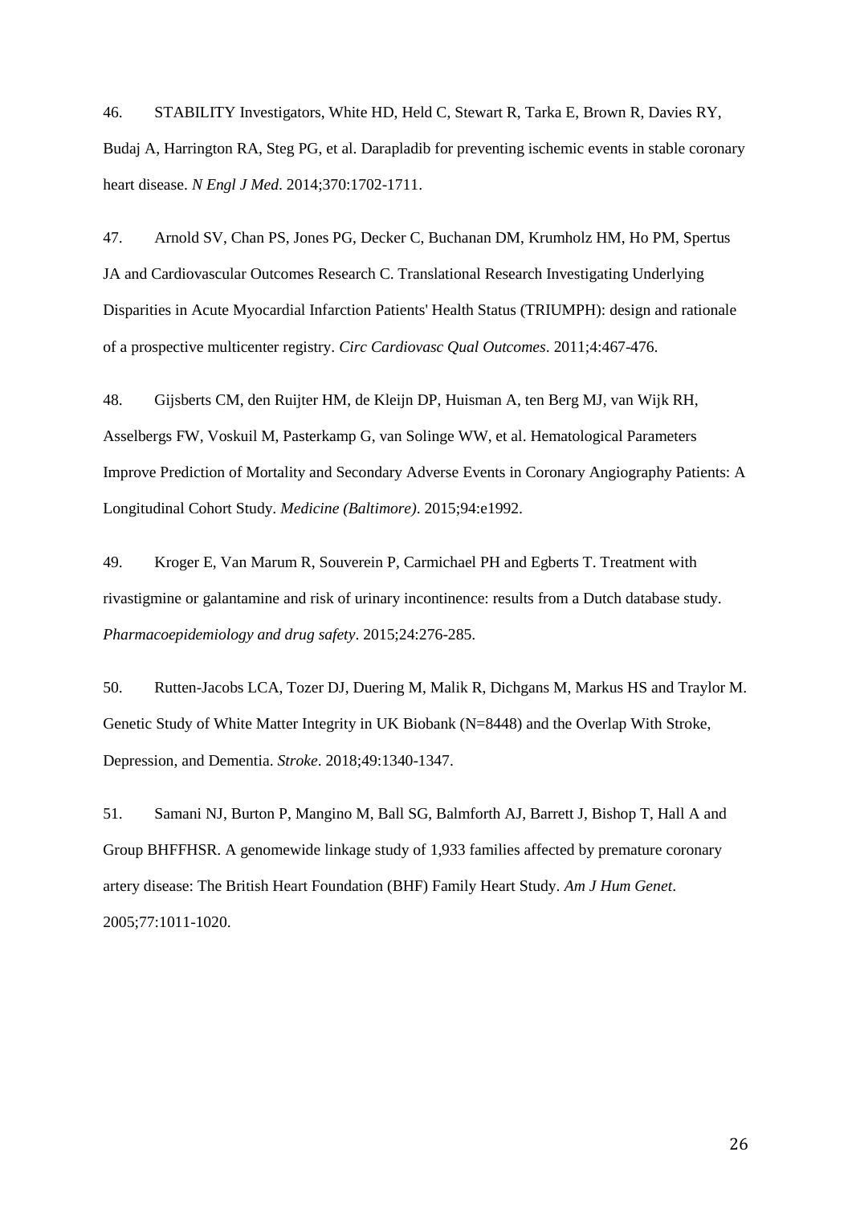46. STABILITY Investigators, White HD, Held C, Stewart R, Tarka E, Brown R, Davies RY, Budaj A, Harrington RA, Steg PG, et al. Darapladib for preventing ischemic events in stable coronary heart disease. *N Engl J Med*. 2014;370:1702-1711.

47. Arnold SV, Chan PS, Jones PG, Decker C, Buchanan DM, Krumholz HM, Ho PM, Spertus JA and Cardiovascular Outcomes Research C. Translational Research Investigating Underlying Disparities in Acute Myocardial Infarction Patients' Health Status (TRIUMPH): design and rationale of a prospective multicenter registry. *Circ Cardiovasc Qual Outcomes*. 2011;4:467-476.

48. Gijsberts CM, den Ruijter HM, de Kleijn DP, Huisman A, ten Berg MJ, van Wijk RH, Asselbergs FW, Voskuil M, Pasterkamp G, van Solinge WW, et al. Hematological Parameters Improve Prediction of Mortality and Secondary Adverse Events in Coronary Angiography Patients: A Longitudinal Cohort Study. *Medicine (Baltimore)*. 2015;94:e1992.

49. Kroger E, Van Marum R, Souverein P, Carmichael PH and Egberts T. Treatment with rivastigmine or galantamine and risk of urinary incontinence: results from a Dutch database study. *Pharmacoepidemiology and drug safety*. 2015;24:276-285.

50. Rutten-Jacobs LCA, Tozer DJ, Duering M, Malik R, Dichgans M, Markus HS and Traylor M. Genetic Study of White Matter Integrity in UK Biobank (N=8448) and the Overlap With Stroke, Depression, and Dementia. *Stroke*. 2018;49:1340-1347.

51. Samani NJ, Burton P, Mangino M, Ball SG, Balmforth AJ, Barrett J, Bishop T, Hall A and Group BHFFHSR. A genomewide linkage study of 1,933 families affected by premature coronary artery disease: The British Heart Foundation (BHF) Family Heart Study. *Am J Hum Genet*. 2005;77:1011-1020.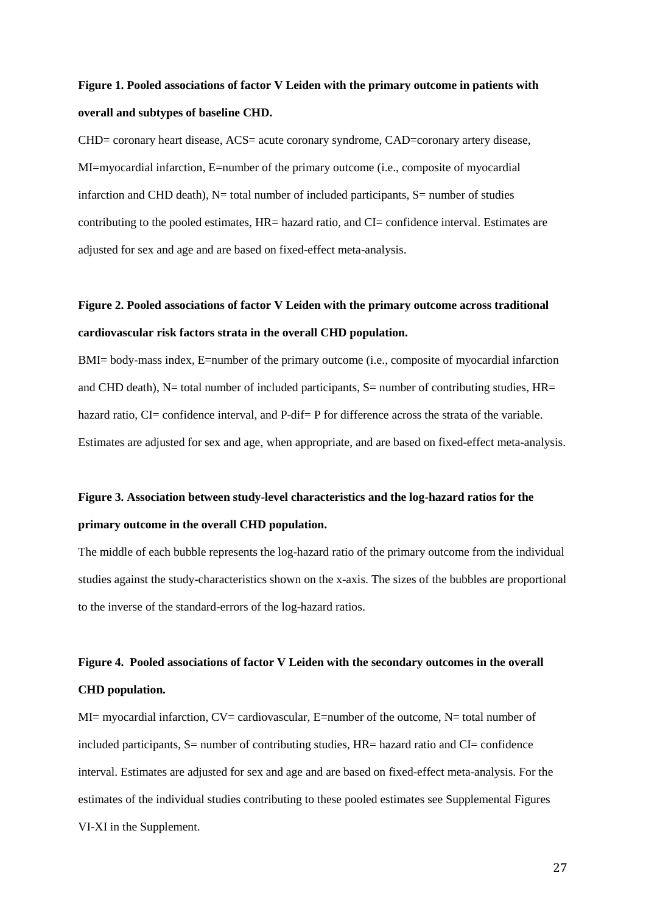**Figure 1. Pooled associations of factor V Leiden with the primary outcome in patients with overall and subtypes of baseline CHD.**

CHD= coronary heart disease, ACS= acute coronary syndrome, CAD=coronary artery disease, MI=myocardial infarction, E=number of the primary outcome (i.e., composite of myocardial infarction and CHD death), N= total number of included participants, S= number of studies contributing to the pooled estimates, HR= hazard ratio, and CI= confidence interval. Estimates are adjusted for sex and age and are based on fixed-effect meta-analysis.

**Figure 2. Pooled associations of factor V Leiden with the primary outcome across traditional cardiovascular risk factors strata in the overall CHD population.**

BMI= body-mass index, E=number of the primary outcome (i.e., composite of myocardial infarction and CHD death), N= total number of included participants, S= number of contributing studies, HR= hazard ratio, CI= confidence interval, and P-dif= P for difference across the strata of the variable. Estimates are adjusted for sex and age, when appropriate, and are based on fixed-effect meta-analysis.

**Figure 3. Association between study-level characteristics and the log-hazard ratios for the primary outcome in the overall CHD population.**

The middle of each bubble represents the log-hazard ratio of the primary outcome from the individual studies against the study-characteristics shown on the x-axis. The sizes of the bubbles are proportional to the inverse of the standard-errors of the log-hazard ratios.

**Figure 4. Pooled associations of factor V Leiden with the secondary outcomes in the overall CHD population.**

MI= myocardial infarction, CV= cardiovascular, E=number of the outcome, N= total number of included participants, S= number of contributing studies, HR= hazard ratio and CI= confidence interval. Estimates are adjusted for sex and age and are based on fixed-effect meta-analysis. For the estimates of the individual studies contributing to these pooled estimates see Supplemental Figures VI-XI in the Supplement.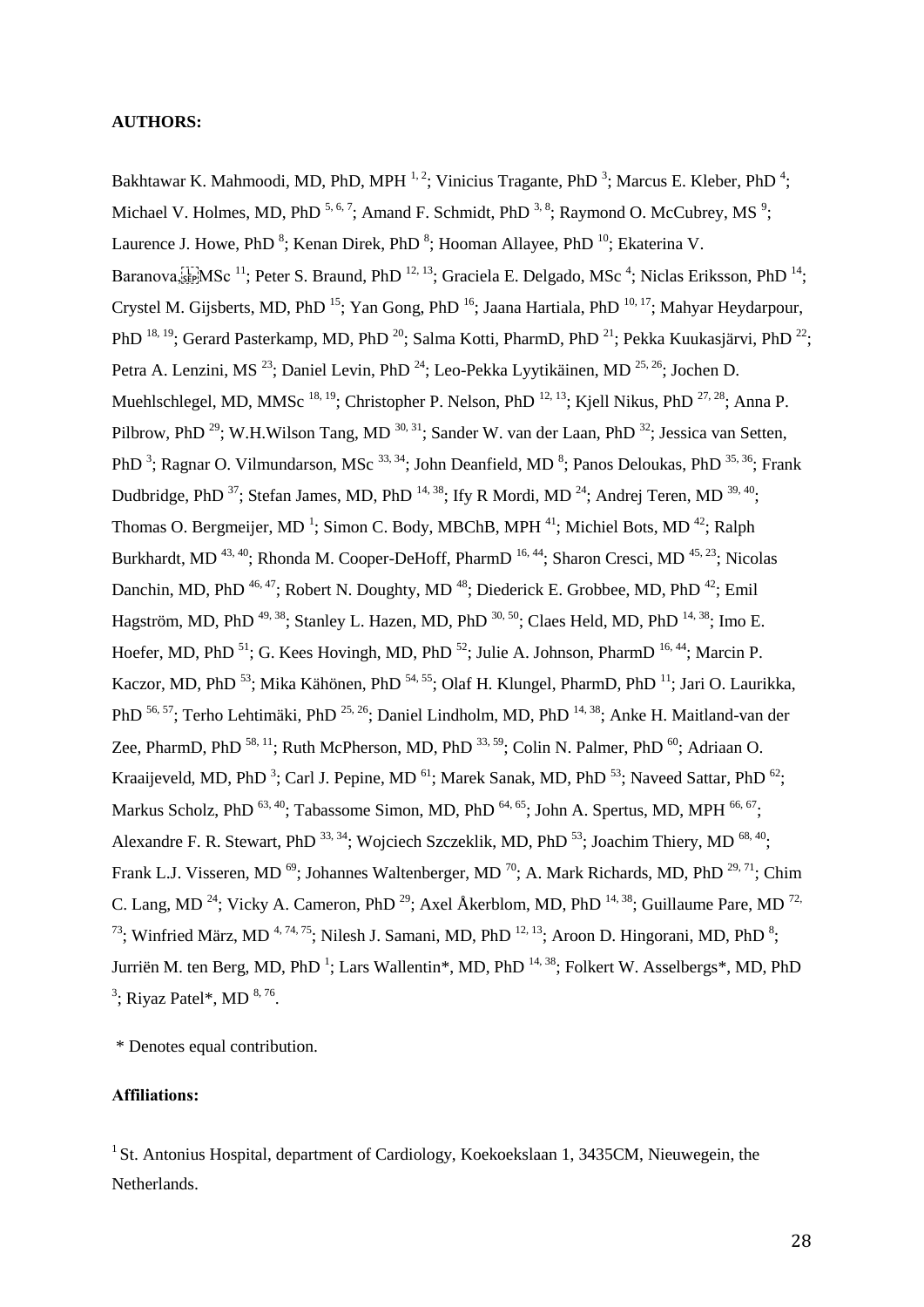**AUTHORS:**

Bakhtawar K. Mahmoodi, MD, PhD, MPH [1, 2]; Vinicius Tragante, PhD [3]; Marcus E. Kleber, PhD [4]; Michael V. Holmes, MD, PhD [5, 6, 7]; Amand F. Schmidt, PhD [3, 8]; Raymond O. McCubrey, MS [9]; Laurence J. Howe, PhD [8]; Kenan Direk, PhD [8]; Hooman Allayee, PhD [10]; Ekaterina V. Baranova, MSc [11]; Peter S. Braund, PhD [12, 13]; Graciela E. Delgado, MSc [4]; Niclas Eriksson, PhD [14]; Crystel M. Gijsberts, MD, PhD [15]; Yan Gong, PhD [16]; Jaana Hartiala, PhD [10, 17]; Mahyar Heydarpour, PhD [18, 19]; Gerard Pasterkamp, MD, PhD [20]; Salma Kotti, PharmD, PhD [21]; Pekka Kuukasjärvi, PhD [22]; Petra A. Lenzini, MS [23]; Daniel Levin, PhD [24]; Leo-Pekka Lyytikäinen, MD [25, 26]; Jochen D. Muehlschlegel, MD, MMSc [18, 19]; Christopher P. Nelson, PhD [12, 13]; Kjell Nikus, PhD [27, 28]; Anna P. Pilbrow, PhD [29]; W.H.Wilson Tang, MD [30, 31]; Sander W. van der Laan, PhD [32]; Jessica van Setten, PhD [3]; Ragnar O. Vilmundarson, MSc [33, 34]; John Deanfield, MD [8]; Panos Deloukas, PhD [35, 36]; Frank Dudbridge, PhD [37]; Stefan James, MD, PhD [14, 38]; Ify R Mordi, MD [24]; Andrej Teren, MD [39, 40]; Thomas O. Bergmeijer, MD [1]; Simon C. Body, MBChB, MPH [41]; Michiel Bots, MD [42]; Ralph Burkhardt, MD [43, 40]; Rhonda M. Cooper-DeHoff, PharmD [16, 44]; Sharon Cresci, MD [45, 23]; Nicolas Danchin, MD, PhD [46, 47]; Robert N. Doughty, MD [48]; Diederick E. Grobbee, MD, PhD [42]; Emil Hagström, MD, PhD [49, 38]; Stanley L. Hazen, MD, PhD [30, 50]; Claes Held, MD, PhD [14, 38]; Imo E. Hoefer, MD, PhD [51]; G. Kees Hovingh, MD, PhD [52]; Julie A. Johnson, PharmD [16, 44]; Marcin P. Kaczor, MD, PhD [53]; Mika Kähönen, PhD [54, 55]; Olaf H. Klungel, PharmD, PhD [11]; Jari O. Laurikka, PhD [56, 57]; Terho Lehtimäki, PhD [25, 26]; Daniel Lindholm, MD, PhD [14, 38]; Anke H. Maitland-van der Zee, PharmD, PhD [58, 11]; Ruth McPherson, MD, PhD [33, 59]; Colin N. Palmer, PhD [60]; Adriaan O. Kraaijeveld, MD, PhD [3]; Carl J. Pepine, MD [61]; Marek Sanak, MD, PhD [53]; Naveed Sattar, PhD [62]; Markus Scholz, PhD [63, 40]; Tabassome Simon, MD, PhD [64, 65]; John A. Spertus, MD, MPH [66, 67]; Alexandre F. R. Stewart, PhD [33, 34]; Wojciech Szczeklik, MD, PhD [53]; Joachim Thiery, MD [68, 40]; Frank L.J. Visseren, MD [69]; Johannes Waltenberger, MD [70]; A. Mark Richards, MD, PhD [29, 71]; Chim C. Lang, MD [24]; Vicky A. Cameron, PhD [29]; Axel Åkerblom, MD, PhD [14, 38]; Guillaume Pare, MD [72, 73]; Winfried März, MD [4, 74, 75]; Nilesh J. Samani, MD, PhD [12, 13]; Aroon D. Hingorani, MD, PhD [8]; Jurriën M. ten Berg, MD, PhD [1]; Lars Wallentin*, MD, PhD [14, 38]; Folkert W. Asselbergs*, MD, PhD [3]; Riyaz Patel*, MD [8, 76].

\* Denotes equal contribution.

**Affiliations:**

[1] St. Antonius Hospital, department of Cardiology, Koekoekslaan 1, 3435CM, Nieuwegein, the Netherlands.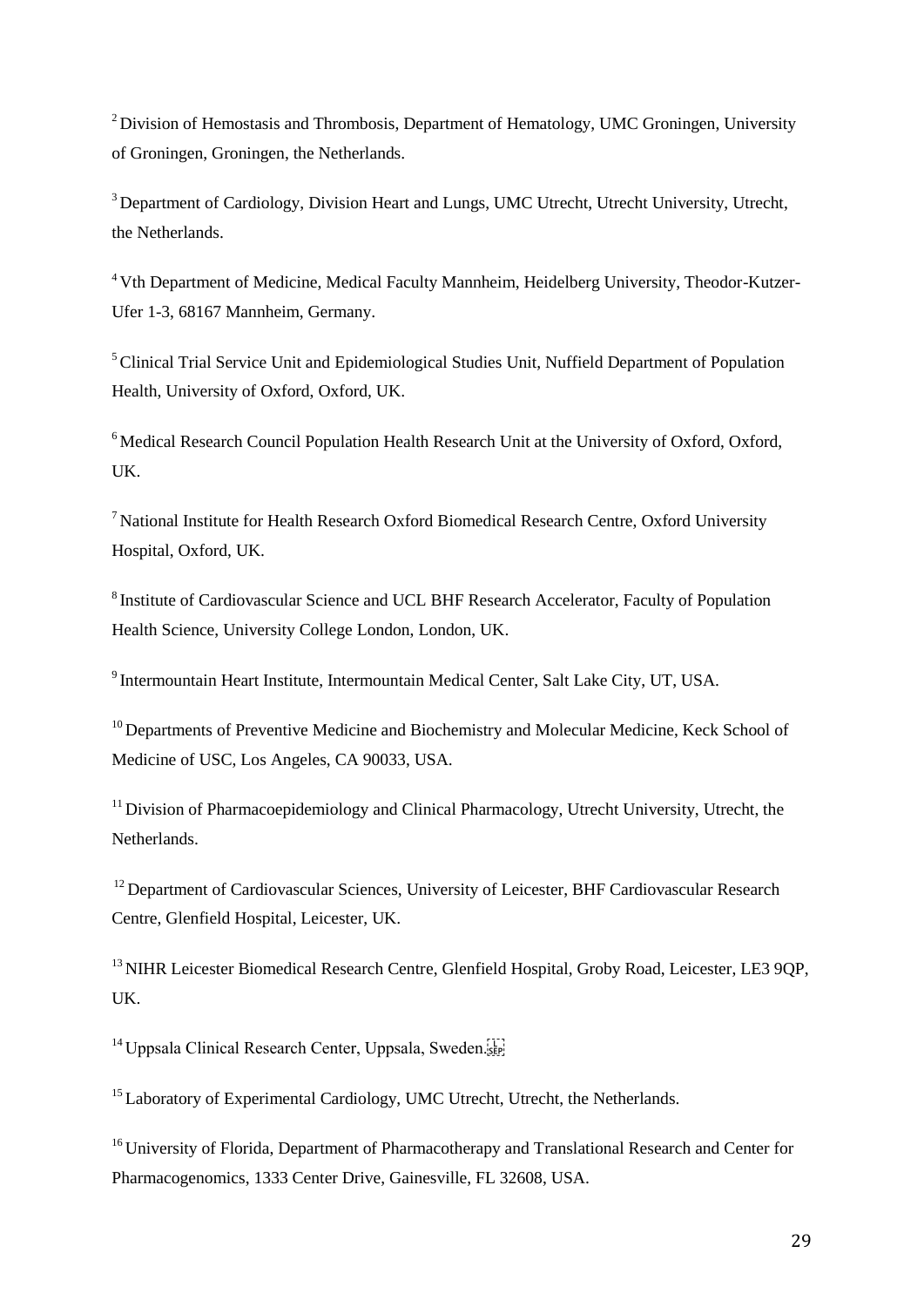[2] Division of Hemostasis and Thrombosis, Department of Hematology, UMC Groningen, University of Groningen, Groningen, the Netherlands.

[3] Department of Cardiology, Division Heart and Lungs, UMC Utrecht, Utrecht University, Utrecht, the Netherlands.

[4] Vth Department of Medicine, Medical Faculty Mannheim, Heidelberg University, Theodor-Kutzer-Ufer 1-3, 68167 Mannheim, Germany.

[5] Clinical Trial Service Unit and Epidemiological Studies Unit, Nuffield Department of Population Health, University of Oxford, Oxford, UK.

[6] Medical Research Council Population Health Research Unit at the University of Oxford, Oxford, UK.

[7] National Institute for Health Research Oxford Biomedical Research Centre, Oxford University Hospital, Oxford, UK.

[8] Institute of Cardiovascular Science and UCL BHF Research Accelerator, Faculty of Population Health Science, University College London, London, UK.

[9] Intermountain Heart Institute, Intermountain Medical Center, Salt Lake City, UT, USA.

[10] Departments of Preventive Medicine and Biochemistry and Molecular Medicine, Keck School of Medicine of USC, Los Angeles, CA 90033, USA.

[11] Division of Pharmacoepidemiology and Clinical Pharmacology, Utrecht University, Utrecht, the Netherlands.

[12] Department of Cardiovascular Sciences, University of Leicester, BHF Cardiovascular Research Centre, Glenfield Hospital, Leicester, UK.

[13] NIHR Leicester Biomedical Research Centre, Glenfield Hospital, Groby Road, Leicester, LE3 9QP, UK.

[14] Uppsala Clinical Research Center, Uppsala, Sweden.

[15] Laboratory of Experimental Cardiology, UMC Utrecht, Utrecht, the Netherlands.

[16] University of Florida, Department of Pharmacotherapy and Translational Research and Center for Pharmacogenomics, 1333 Center Drive, Gainesville, FL 32608, USA.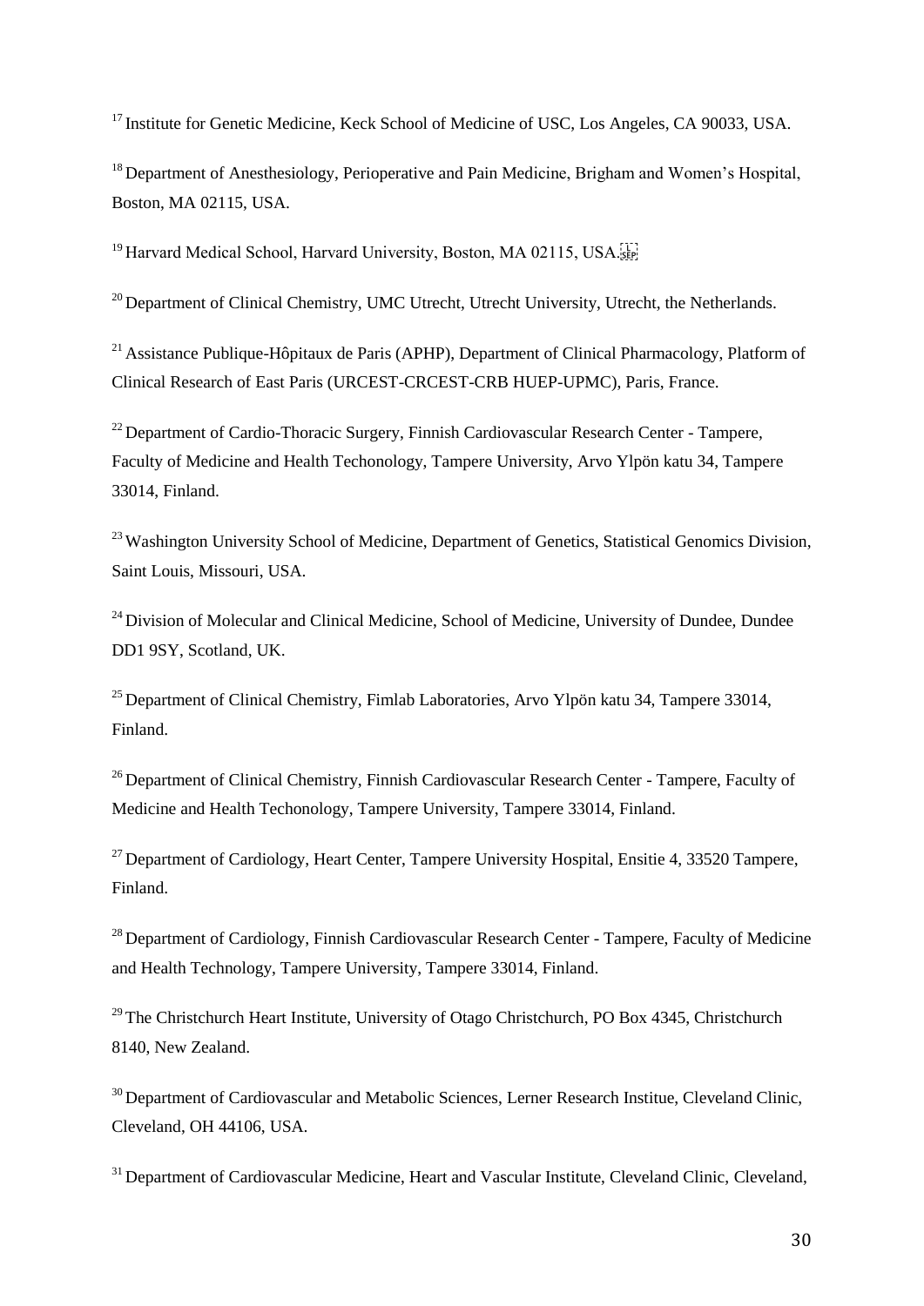[17] Institute for Genetic Medicine, Keck School of Medicine of USC, Los Angeles, CA 90033, USA.

[18] Department of Anesthesiology, Perioperative and Pain Medicine, Brigham and Women's Hospital, Boston, MA 02115, USA.

[19] Harvard Medical School, Harvard University, Boston, MA 02115, USA.

[20] Department of Clinical Chemistry, UMC Utrecht, Utrecht University, Utrecht, the Netherlands.

[21] Assistance Publique-Hôpitaux de Paris (APHP), Department of Clinical Pharmacology, Platform of Clinical Research of East Paris (URCEST-CRCEST-CRB HUEP-UPMC), Paris, France.

[22] Department of Cardio-Thoracic Surgery, Finnish Cardiovascular Research Center - Tampere, Faculty of Medicine and Health Techonology, Tampere University, Arvo Ylpön katu 34, Tampere 33014, Finland.

[23] Washington University School of Medicine, Department of Genetics, Statistical Genomics Division, Saint Louis, Missouri, USA.

[24] Division of Molecular and Clinical Medicine, School of Medicine, University of Dundee, Dundee DD1 9SY, Scotland, UK.

[25] Department of Clinical Chemistry, Fimlab Laboratories, Arvo Ylpön katu 34, Tampere 33014, Finland.

[26] Department of Clinical Chemistry, Finnish Cardiovascular Research Center - Tampere, Faculty of Medicine and Health Techonology, Tampere University, Tampere 33014, Finland.

[27] Department of Cardiology, Heart Center, Tampere University Hospital, Ensitie 4, 33520 Tampere, Finland.

[28] Department of Cardiology, Finnish Cardiovascular Research Center - Tampere, Faculty of Medicine and Health Technology, Tampere University, Tampere 33014, Finland.

[29] The Christchurch Heart Institute, University of Otago Christchurch, PO Box 4345, Christchurch 8140, New Zealand.

[30] Department of Cardiovascular and Metabolic Sciences, Lerner Research Institue, Cleveland Clinic, Cleveland, OH 44106, USA.

[31] Department of Cardiovascular Medicine, Heart and Vascular Institute, Cleveland Clinic, Cleveland,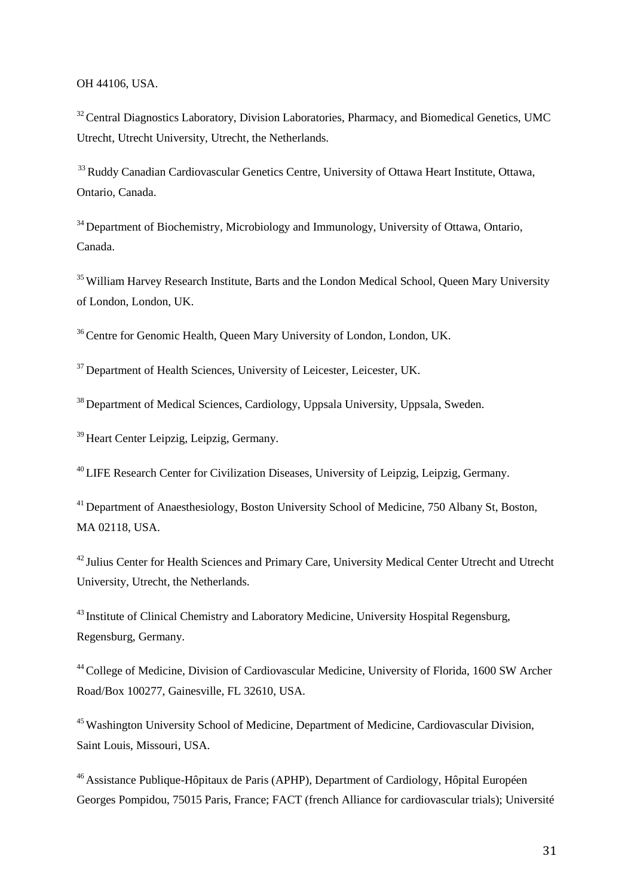OH 44106, USA.

[32] Central Diagnostics Laboratory, Division Laboratories, Pharmacy, and Biomedical Genetics, UMC Utrecht, Utrecht University, Utrecht, the Netherlands.

[33] Ruddy Canadian Cardiovascular Genetics Centre, University of Ottawa Heart Institute, Ottawa, Ontario, Canada.

[34] Department of Biochemistry, Microbiology and Immunology, University of Ottawa, Ontario, Canada.

[35] William Harvey Research Institute, Barts and the London Medical School, Queen Mary University of London, London, UK.

[36] Centre for Genomic Health, Queen Mary University of London, London, UK.

[37] Department of Health Sciences, University of Leicester, Leicester, UK.

[38] Department of Medical Sciences, Cardiology, Uppsala University, Uppsala, Sweden.

[39] Heart Center Leipzig, Leipzig, Germany.

[40] LIFE Research Center for Civilization Diseases, University of Leipzig, Leipzig, Germany.

[41] Department of Anaesthesiology, Boston University School of Medicine, 750 Albany St, Boston, MA 02118, USA.

[42] Julius Center for Health Sciences and Primary Care, University Medical Center Utrecht and Utrecht University, Utrecht, the Netherlands.

[43] Institute of Clinical Chemistry and Laboratory Medicine, University Hospital Regensburg, Regensburg, Germany.

[44] College of Medicine, Division of Cardiovascular Medicine, University of Florida, 1600 SW Archer Road/Box 100277, Gainesville, FL 32610, USA.

[45] Washington University School of Medicine, Department of Medicine, Cardiovascular Division, Saint Louis, Missouri, USA.

[46] Assistance Publique-Hôpitaux de Paris (APHP), Department of Cardiology, Hôpital Européen Georges Pompidou, 75015 Paris, France; FACT (french Alliance for cardiovascular trials); Université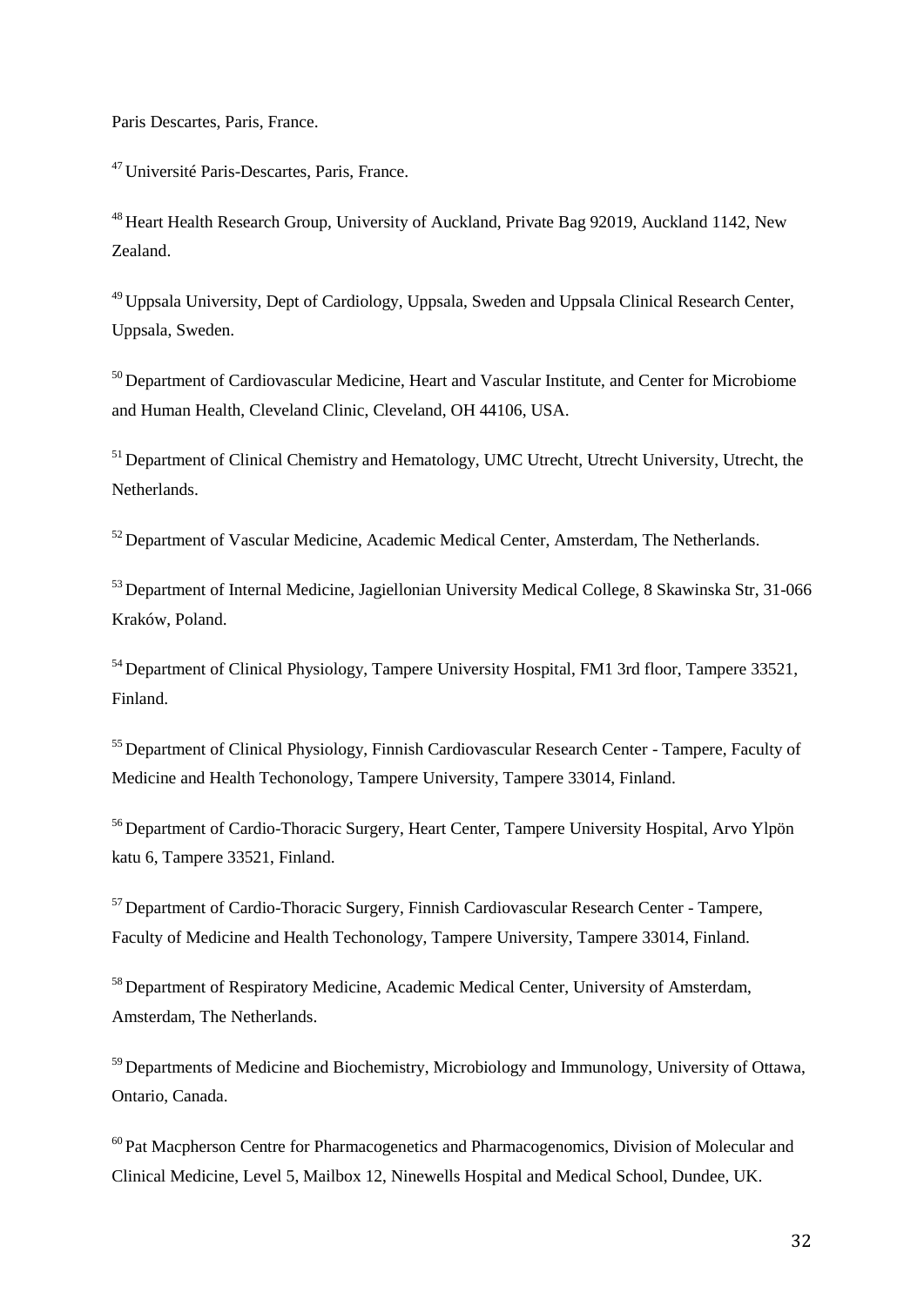Paris Descartes, Paris, France.

[47] Université Paris-Descartes, Paris, France.

[48] Heart Health Research Group, University of Auckland, Private Bag 92019, Auckland 1142, New Zealand.

[49] Uppsala University, Dept of Cardiology, Uppsala, Sweden and Uppsala Clinical Research Center, Uppsala, Sweden.

[50] Department of Cardiovascular Medicine, Heart and Vascular Institute, and Center for Microbiome and Human Health, Cleveland Clinic, Cleveland, OH 44106, USA.

[51] Department of Clinical Chemistry and Hematology, UMC Utrecht, Utrecht University, Utrecht, the Netherlands.

[52] Department of Vascular Medicine, Academic Medical Center, Amsterdam, The Netherlands.

[53] Department of Internal Medicine, Jagiellonian University Medical College, 8 Skawinska Str, 31-066 Kraków, Poland.

[54] Department of Clinical Physiology, Tampere University Hospital, FM1 3rd floor, Tampere 33521, Finland.

[55] Department of Clinical Physiology, Finnish Cardiovascular Research Center - Tampere, Faculty of Medicine and Health Techonology, Tampere University, Tampere 33014, Finland.

[56] Department of Cardio-Thoracic Surgery, Heart Center, Tampere University Hospital, Arvo Ylpön katu 6, Tampere 33521, Finland.

[57] Department of Cardio-Thoracic Surgery, Finnish Cardiovascular Research Center - Tampere, Faculty of Medicine and Health Techonology, Tampere University, Tampere 33014, Finland.

[58] Department of Respiratory Medicine, Academic Medical Center, University of Amsterdam, Amsterdam, The Netherlands.

[59] Departments of Medicine and Biochemistry, Microbiology and Immunology, University of Ottawa, Ontario, Canada.

[60] Pat Macpherson Centre for Pharmacogenetics and Pharmacogenomics, Division of Molecular and Clinical Medicine, Level 5, Mailbox 12, Ninewells Hospital and Medical School, Dundee, UK.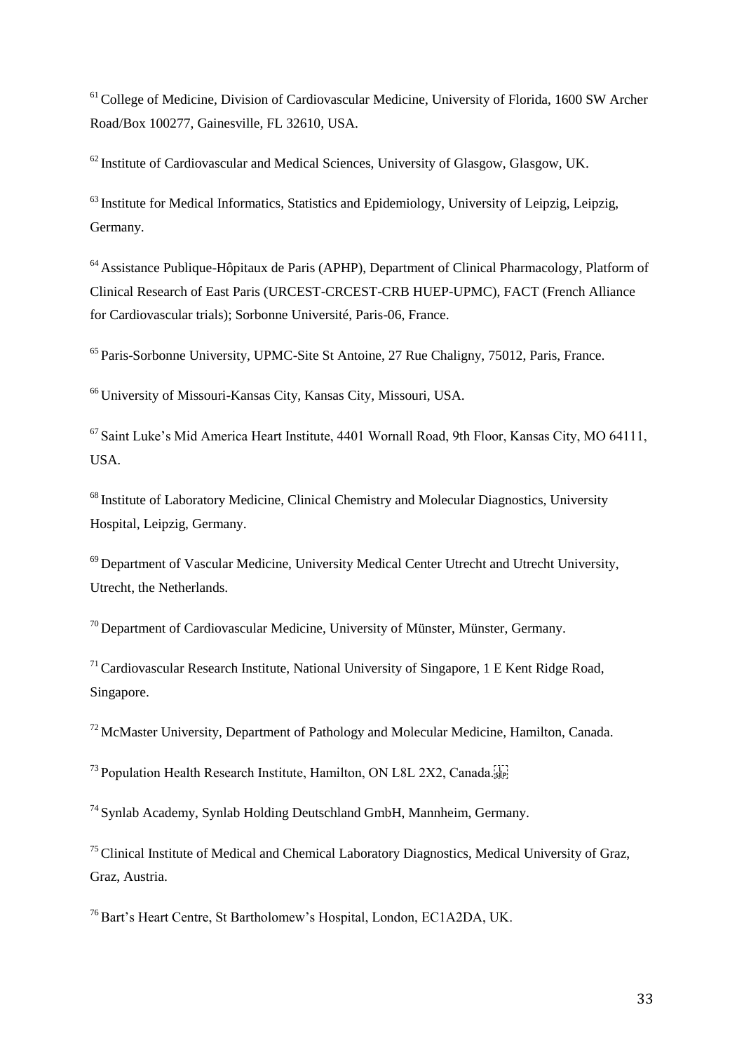[61] College of Medicine, Division of Cardiovascular Medicine, University of Florida, 1600 SW Archer Road/Box 100277, Gainesville, FL 32610, USA.

[62] Institute of Cardiovascular and Medical Sciences, University of Glasgow, Glasgow, UK.

[63] Institute for Medical Informatics, Statistics and Epidemiology, University of Leipzig, Leipzig, Germany.

[64] Assistance Publique-Hôpitaux de Paris (APHP), Department of Clinical Pharmacology, Platform of Clinical Research of East Paris (URCEST-CRCEST-CRB HUEP-UPMC), FACT (French Alliance for Cardiovascular trials); Sorbonne Université, Paris-06, France.

[65] Paris-Sorbonne University, UPMC-Site St Antoine, 27 Rue Chaligny, 75012, Paris, France.

[66] University of Missouri-Kansas City, Kansas City, Missouri, USA.

[67] Saint Luke's Mid America Heart Institute, 4401 Wornall Road, 9th Floor, Kansas City, MO 64111, USA.

[68] Institute of Laboratory Medicine, Clinical Chemistry and Molecular Diagnostics, University Hospital, Leipzig, Germany.

[69] Department of Vascular Medicine, University Medical Center Utrecht and Utrecht University, Utrecht, the Netherlands.

[70] Department of Cardiovascular Medicine, University of Münster, Münster, Germany.

[71] Cardiovascular Research Institute, National University of Singapore, 1 E Kent Ridge Road, Singapore.

[72] McMaster University, Department of Pathology and Molecular Medicine, Hamilton, Canada.

[73] Population Health Research Institute, Hamilton, ON L8L 2X2, Canada.

[74] Synlab Academy, Synlab Holding Deutschland GmbH, Mannheim, Germany.

[75] Clinical Institute of Medical and Chemical Laboratory Diagnostics, Medical University of Graz, Graz, Austria.

[76] Bart's Heart Centre, St Bartholomew's Hospital, London, EC1A2DA, UK.